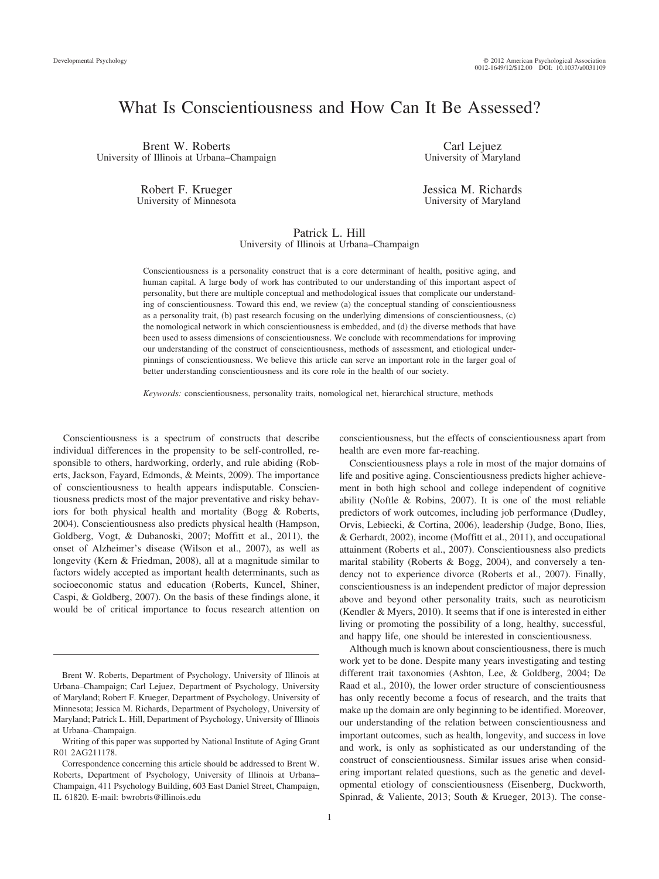# What Is Conscientiousness and How Can It Be Assessed?

Brent W. Roberts
University of Illinois at Urbana–Champaign

Carl Lejuez
University of Maryland

Robert F. Krueger
University of Minnesota

Jessica M. Richards
University of Maryland

Patrick L. Hill
University of Illinois at Urbana–Champaign

Conscientiousness is a personality construct that is a core determinant of health, positive aging, and human capital. A large body of work has contributed to our understanding of this important aspect of personality, but there are multiple conceptual and methodological issues that complicate our understanding of conscientiousness. Toward this end, we review (a) the conceptual standing of conscientiousness as a personality trait, (b) past research focusing on the underlying dimensions of conscientiousness, (c) the nomological network in which conscientiousness is embedded, and (d) the diverse methods that have been used to assess dimensions of conscientiousness. We conclude with recommendations for improving our understanding of the construct of conscientiousness, methods of assessment, and etiological underpinnings of conscientiousness. We believe this article can serve an important role in the larger goal of better understanding conscientiousness and its core role in the health of our society.

*Keywords:* conscientiousness, personality traits, nomological net, hierarchical structure, methods

Conscientiousness is a spectrum of constructs that describe individual differences in the propensity to be self-controlled, responsible to others, hardworking, orderly, and rule abiding (Roberts, Jackson, Fayard, Edmonds, & Meints, 2009). The importance of conscientiousness to health appears indisputable. Conscientiousness predicts most of the major preventative and risky behaviors for both physical health and mortality (Bogg & Roberts, 2004). Conscientiousness also predicts physical health (Hampson, Goldberg, Vogt, & Dubanoski, 2007; Moffitt et al., 2011), the onset of Alzheimer's disease (Wilson et al., 2007), as well as longevity (Kern & Friedman, 2008), all at a magnitude similar to factors widely accepted as important health determinants, such as socioeconomic status and education (Roberts, Kuncel, Shiner, Caspi, & Goldberg, 2007). On the basis of these findings alone, it would be of critical importance to focus research attention on conscientiousness, but the effects of conscientiousness apart from health are even more far-reaching.

Conscientiousness plays a role in most of the major domains of life and positive aging. Conscientiousness predicts higher achievement in both high school and college independent of cognitive ability (Noftle & Robins, 2007). It is one of the most reliable predictors of work outcomes, including job performance (Dudley, Orvis, Lebiecki, & Cortina, 2006), leadership (Judge, Bono, Ilies, & Gerhardt, 2002), income (Moffitt et al., 2011), and occupational attainment (Roberts et al., 2007). Conscientiousness also predicts marital stability (Roberts & Bogg, 2004), and conversely a tendency not to experience divorce (Roberts et al., 2007). Finally, conscientiousness is an independent predictor of major depression above and beyond other personality traits, such as neuroticism (Kendler & Myers, 2010). It seems that if one is interested in either living or promoting the possibility of a long, healthy, successful, and happy life, one should be interested in conscientiousness.

Although much is known about conscientiousness, there is much work yet to be done. Despite many years investigating and testing different trait taxonomies (Ashton, Lee, & Goldberg, 2004; De Raad et al., 2010), the lower order structure of conscientiousness has only recently become a focus of research, and the traits that make up the domain are only beginning to be identified. Moreover, our understanding of the relation between conscientiousness and important outcomes, such as health, longevity, and success in love and work, is only as sophisticated as our understanding of the construct of conscientiousness. Similar issues arise when considering important related questions, such as the genetic and developmental etiology of conscientiousness (Eisenberg, Duckworth, Spinrad, & Valiente, 2013; South & Krueger, 2013). The conse-

---

Brent W. Roberts, Department of Psychology, University of Illinois at Urbana–Champaign; Carl Lejuez, Department of Psychology, University of Maryland; Robert F. Krueger, Department of Psychology, University of Minnesota; Jessica M. Richards, Department of Psychology, University of Maryland; Patrick L. Hill, Department of Psychology, University of Illinois at Urbana–Champaign.

Writing of this paper was supported by National Institute of Aging Grant R01 2AG211178.

Correspondence concerning this article should be addressed to Brent W. Roberts, Department of Psychology, University of Illinois at Urbana–Champaign, 411 Psychology Building, 603 East Daniel Street, Champaign, IL 61820. E-mail: bwrobrts@illinois.edu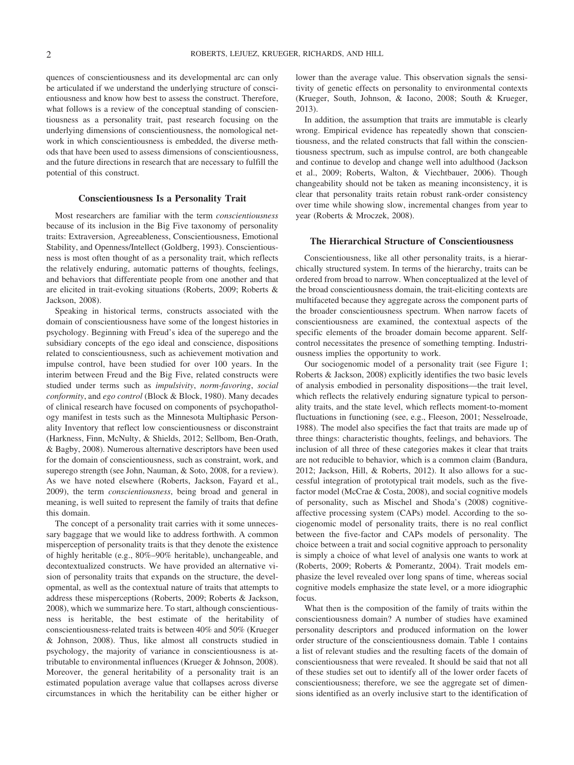quences of conscientiousness and its developmental arc can only be articulated if we understand the underlying structure of conscientiousness and know how best to assess the construct. Therefore, what follows is a review of the conceptual standing of conscientiousness as a personality trait, past research focusing on the underlying dimensions of conscientiousness, the nomological network in which conscientiousness is embedded, the diverse methods that have been used to assess dimensions of conscientiousness, and the future directions in research that are necessary to fulfill the potential of this construct.

## Conscientiousness Is a Personality Trait

Most researchers are familiar with the term *conscientiousness* because of its inclusion in the Big Five taxonomy of personality traits: Extraversion, Agreeableness, Conscientiousness, Emotional Stability, and Openness/Intellect (Goldberg, 1993). Conscientiousness is most often thought of as a personality trait, which reflects the relatively enduring, automatic patterns of thoughts, feelings, and behaviors that differentiate people from one another and that are elicited in trait-evoking situations (Roberts, 2009; Roberts & Jackson, 2008).

Speaking in historical terms, constructs associated with the domain of conscientiousness have some of the longest histories in psychology. Beginning with Freud's idea of the superego and the subsidiary concepts of the ego ideal and conscience, dispositions related to conscientiousness, such as achievement motivation and impulse control, have been studied for over 100 years. In the interim between Freud and the Big Five, related constructs were studied under terms such as *impulsivity*, *norm-favoring*, *social conformity*, and *ego control* (Block & Block, 1980). Many decades of clinical research have focused on components of psychopathology manifest in tests such as the Minnesota Multiphasic Personality Inventory that reflect low conscientiousness or disconstraint (Harkness, Finn, McNulty, & Shields, 2012; Sellbom, Ben-Porath, & Bagby, 2008). Numerous alternative descriptors have been used for the domain of conscientiousness, such as constraint, work, and superego strength (see John, Nauman, & Soto, 2008, for a review). As we have noted elsewhere (Roberts, Jackson, Fayard et al., 2009), the term *conscientiousness*, being broad and general in meaning, is well suited to represent the family of traits that define this domain.

The concept of a personality trait carries with it some unnecessary baggage that we would like to address forthwith. A common misperception of personality traits is that they denote the existence of highly heritable (e.g., 80%–90% heritable), unchangeable, and decontextualized constructs. We have provided an alternative vision of personality traits that expands on the structure, the developmental, as well as the contextual nature of traits that attempts to address these misperceptions (Roberts, 2009; Roberts & Jackson, 2008), which we summarize here. To start, although conscientiousness is heritable, the best estimate of the heritability of conscientiousness-related traits is between 40% and 50% (Krueger & Johnson, 2008). Thus, like almost all constructs studied in psychology, the majority of variance in conscientiousness is attributable to environmental influences (Krueger & Johnson, 2008). Moreover, the general heritability of a personality trait is an estimated population average value that collapses across diverse circumstances in which the heritability can be either higher or lower than the average value. This observation signals the sensitivity of genetic effects on personality to environmental contexts (Krueger, South, Johnson, & Iacono, 2008; South & Krueger, 2013).

In addition, the assumption that traits are immutable is clearly wrong. Empirical evidence has repeatedly shown that conscientiousness, and the related constructs that fall within the conscientiousness spectrum, such as impulse control, are both changeable and continue to develop and change well into adulthood (Jackson et al., 2009; Roberts, Walton, & Viechtbauer, 2006). Though changeability should not be taken as meaning inconsistency, it is clear that personality traits retain robust rank-order consistency over time while showing slow, incremental changes from year to year (Roberts & Mroczek, 2008).

## The Hierarchical Structure of Conscientiousness

Conscientiousness, like all other personality traits, is a hierarchically structured system. In terms of the hierarchy, traits can be ordered from broad to narrow. When conceptualized at the level of the broad conscientiousness domain, the trait-eliciting contexts are multifaceted because they aggregate across the component parts of the broader conscientiousness spectrum. When narrow facets of conscientiousness are examined, the contextual aspects of the specific elements of the broader domain become apparent. Self-control necessitates the presence of something tempting. Industriousness implies the opportunity to work.

Our sociogenomic model of a personality trait (see Figure 1; Roberts & Jackson, 2008) explicitly identifies the two basic levels of analysis embodied in personality dispositions—the trait level, which reflects the relatively enduring signature typical to personality traits, and the state level, which reflects moment-to-moment fluctuations in functioning (see, e.g., Fleeson, 2001; Nesselroade, 1988). The model also specifies the fact that traits are made up of three things: characteristic thoughts, feelings, and behaviors. The inclusion of all three of these categories makes it clear that traits are not reducible to behavior, which is a common claim (Bandura, 2012; Jackson, Hill, & Roberts, 2012). It also allows for a successful integration of prototypical trait models, such as the five-factor model (McCrae & Costa, 2008), and social cognitive models of personality, such as Mischel and Shoda's (2008) cognitive-affective processing system (CAPs) model. According to the sociogenomic model of personality traits, there is no real conflict between the five-factor and CAPs models of personality. The choice between a trait and social cognitive approach to personality is simply a choice of what level of analysis one wants to work at (Roberts, 2009; Roberts & Pomerantz, 2004). Trait models emphasize the level revealed over long spans of time, whereas social cognitive models emphasize the state level, or a more idiographic focus.

What then is the composition of the family of traits within the conscientiousness domain? A number of studies have examined personality descriptors and produced information on the lower order structure of the conscientiousness domain. Table 1 contains a list of relevant studies and the resulting facets of the domain of conscientiousness that were revealed. It should be said that not all of these studies set out to identify all of the lower order facets of conscientiousness; therefore, we see the aggregate set of dimensions identified as an overly inclusive start to the identification of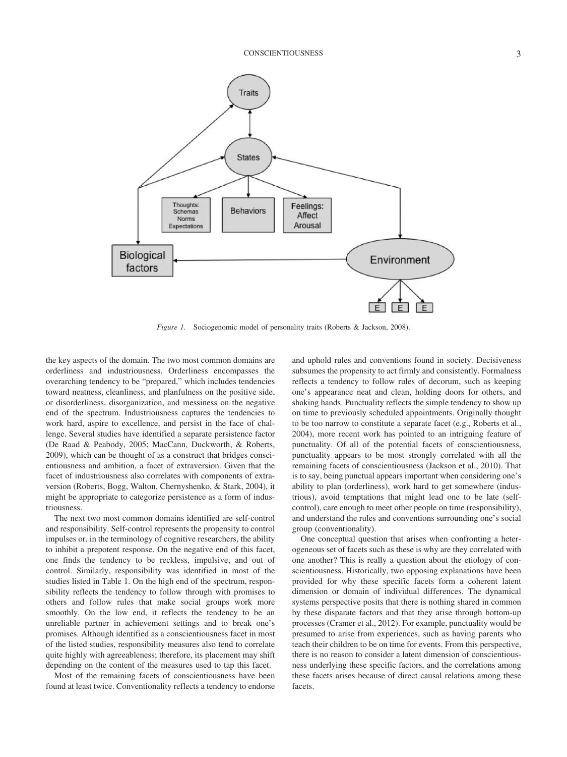*Figure 1.* Sociogenomic model of personality traits (Roberts & Jackson, 2008).

the key aspects of the domain. The two most common domains are orderliness and industriousness. Orderliness encompasses the overarching tendency to be "prepared," which includes tendencies toward neatness, cleanliness, and planfulness on the positive side, or disorderliness, disorganization, and messiness on the negative end of the spectrum. Industriousness captures the tendencies to work hard, aspire to excellence, and persist in the face of challenge. Several studies have identified a separate persistence factor (De Raad & Peabody, 2005; MacCann, Duckworth, & Roberts, 2009), which can be thought of as a construct that bridges conscientiousness and ambition, a facet of extraversion. Given that the facet of industriousness also correlates with components of extraversion (Roberts, Bogg, Walton, Chernyshenko, & Stark, 2004), it might be appropriate to categorize persistence as a form of industriousness.

The next two most common domains identified are self-control and responsibility. Self-control represents the propensity to control impulses or. in the terminology of cognitive researchers, the ability to inhibit a prepotent response. On the negative end of this facet, one finds the tendency to be reckless, impulsive, and out of control. Similarly, responsibility was identified in most of the studies listed in Table 1. On the high end of the spectrum, responsibility reflects the tendency to follow through with promises to others and follow rules that make social groups work more smoothly. On the low end, it reflects the tendency to be an unreliable partner in achievement settings and to break one's promises. Although identified as a conscientiousness facet in most of the listed studies, responsibility measures also tend to correlate quite highly with agreeableness; therefore, its placement may shift depending on the content of the measures used to tap this facet.

Most of the remaining facets of conscientiousness have been found at least twice. Conventionality reflects a tendency to endorse and uphold rules and conventions found in society. Decisiveness subsumes the propensity to act firmly and consistently. Formalness reflects a tendency to follow rules of decorum, such as keeping one's appearance neat and clean, holding doors for others, and shaking hands. Punctuality reflects the simple tendency to show up on time to previously scheduled appointments. Originally thought to be too narrow to constitute a separate facet (e.g., Roberts et al., 2004), more recent work has pointed to an intriguing feature of punctuality. Of all of the potential facets of conscientiousness, punctuality appears to be most strongly correlated with all the remaining facets of conscientiousness (Jackson et al., 2010). That is to say, being punctual appears important when considering one's ability to plan (orderliness), work hard to get somewhere (industrious), avoid temptations that might lead one to be late (self-control), care enough to meet other people on time (responsibility), and understand the rules and conventions surrounding one's social group (conventionality).

One conceptual question that arises when confronting a heterogeneous set of facets such as these is why are they correlated with one another? This is really a question about the etiology of conscientiousness. Historically, two opposing explanations have been provided for why these specific facets form a coherent latent dimension or domain of individual differences. The dynamical systems perspective posits that there is nothing shared in common by these disparate factors and that they arise through bottom-up processes (Cramer et al., 2012). For example, punctuality would be presumed to arise from experiences, such as having parents who teach their children to be on time for events. From this perspective, there is no reason to consider a latent dimension of conscientiousness underlying these specific factors, and the correlations among these facets arises because of direct causal relations among these facets.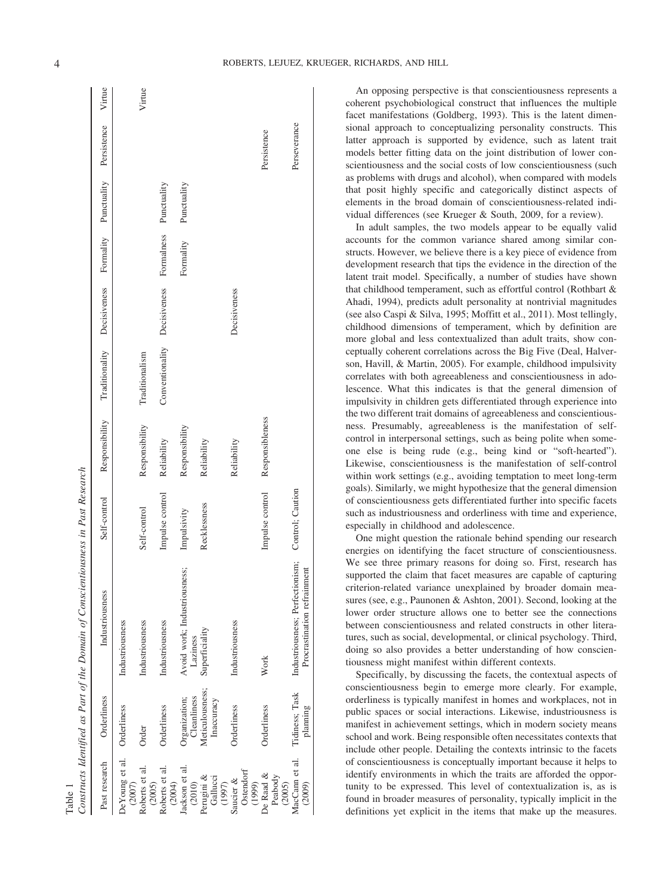Table 1
*Constructs Identified as Part of the Domain of Conscientiousness in Past Research*

| Past research | Orderliness | Industriousness | Self-control | Responsibility | Traditionality | Decisiveness | Formality | Punctuality | Persistence | Virtue |
|---|---|---|---|---|---|---|---|---|---|---|
| DeYoung et al. (2007) | Orderliness | Industriousness | | | | | | | | |
| Roberts et al. (2005) | Order | Industriousness | Self-control | Responsibility | Traditionalism | | | | | Virtue |
| Roberts et al. (2004) | Orderliness | Industriousness | Impulse control | Reliability | Conventionality | Decisiveness | Formalness | Punctuality | | |
| Jackson et al. (2010) | Organization; Cleanliness | Avoid work; Industriousness; Laziness | Impulsivity | Responsibility | | | Formality | Punctuality | | |
| Perugini & Gallucci (1997) | Meticulousness; Inaccuracy | Superficiality | Recklessness | Reliability | | | | | | |
| Saucier & Ostendorf (1999) | Orderliness | Industriousness | | Reliability | | Decisiveness | | | | |
| De Raad & Peabody (2005) | Orderliness | Work | Impulse control | Responsibleness | | | | | Persistence | |
| MacCann et al. (2009) | Tidiness; Task planning | Industriousness; Perfectionism; Procrastination refrainment | Control; Caution | | | | | | Perseverance | |

An opposing perspective is that conscientiousness represents a coherent psychobiological construct that influences the multiple facet manifestations (Goldberg, 1993). This is the latent dimensional approach to conceptualizing personality constructs. This latter approach is supported by evidence, such as latent trait models better fitting data on the joint distribution of lower conscientiousness and the social costs of low conscientiousness (such as problems with drugs and alcohol), when compared with models that posit highly specific and categorically distinct aspects of elements in the broad domain of conscientiousness-related individual differences (see Krueger & South, 2009, for a review).

In adult samples, the two models appear to be equally valid accounts for the common variance shared among similar constructs. However, we believe there is a key piece of evidence from development research that tips the evidence in the direction of the latent trait model. Specifically, a number of studies have shown that childhood temperament, such as effortful control (Rothbart & Ahadi, 1994), predicts adult personality at nontrivial magnitudes (see also Caspi & Silva, 1995; Moffitt et al., 2011). Most tellingly, childhood dimensions of temperament, which by definition are more global and less contextualized than adult traits, show conceptually coherent correlations across the Big Five (Deal, Halverson, Havill, & Martin, 2005). For example, childhood impulsivity correlates with both agreeableness and conscientiousness in adolescence. What this indicates is that the general dimension of impulsivity in children gets differentiated through experience into the two different trait domains of agreeableness and conscientiousness. Presumably, agreeableness is the manifestation of self-control in interpersonal settings, such as being polite when someone else is being rude (e.g., being kind or "soft-hearted"). Likewise, conscientiousness is the manifestation of self-control within work settings (e.g., avoiding temptation to meet long-term goals). Similarly, we might hypothesize that the general dimension of conscientiousness gets differentiated further into specific facets such as industriousness and orderliness with time and experience, especially in childhood and adolescence.

One might question the rationale behind spending our research energies on identifying the facet structure of conscientiousness. We see three primary reasons for doing so. First, research has supported the claim that facet measures are capable of capturing criterion-related variance unexplained by broader domain measures (see, e.g., Paunonen & Ashton, 2001). Second, looking at the lower order structure allows one to better see the connections between conscientiousness and related constructs in other literatures, such as social, developmental, or clinical psychology. Third, doing so also provides a better understanding of how conscientiousness might manifest within different contexts.

Specifically, by discussing the facets, the contextual aspects of conscientiousness begin to emerge more clearly. For example, orderliness is typically manifest in homes and workplaces, not in public spaces or social interactions. Likewise, industriousness is manifest in achievement settings, which in modern society means school and work. Being responsible often necessitates contexts that include other people. Detailing the contexts intrinsic to the facets of conscientiousness is conceptually important because it helps to identify environments in which the traits are afforded the opportunity to be expressed. This level of contextualization is, as is found in broader measures of personality, typically implicit in the definitions yet explicit in the items that make up the measures.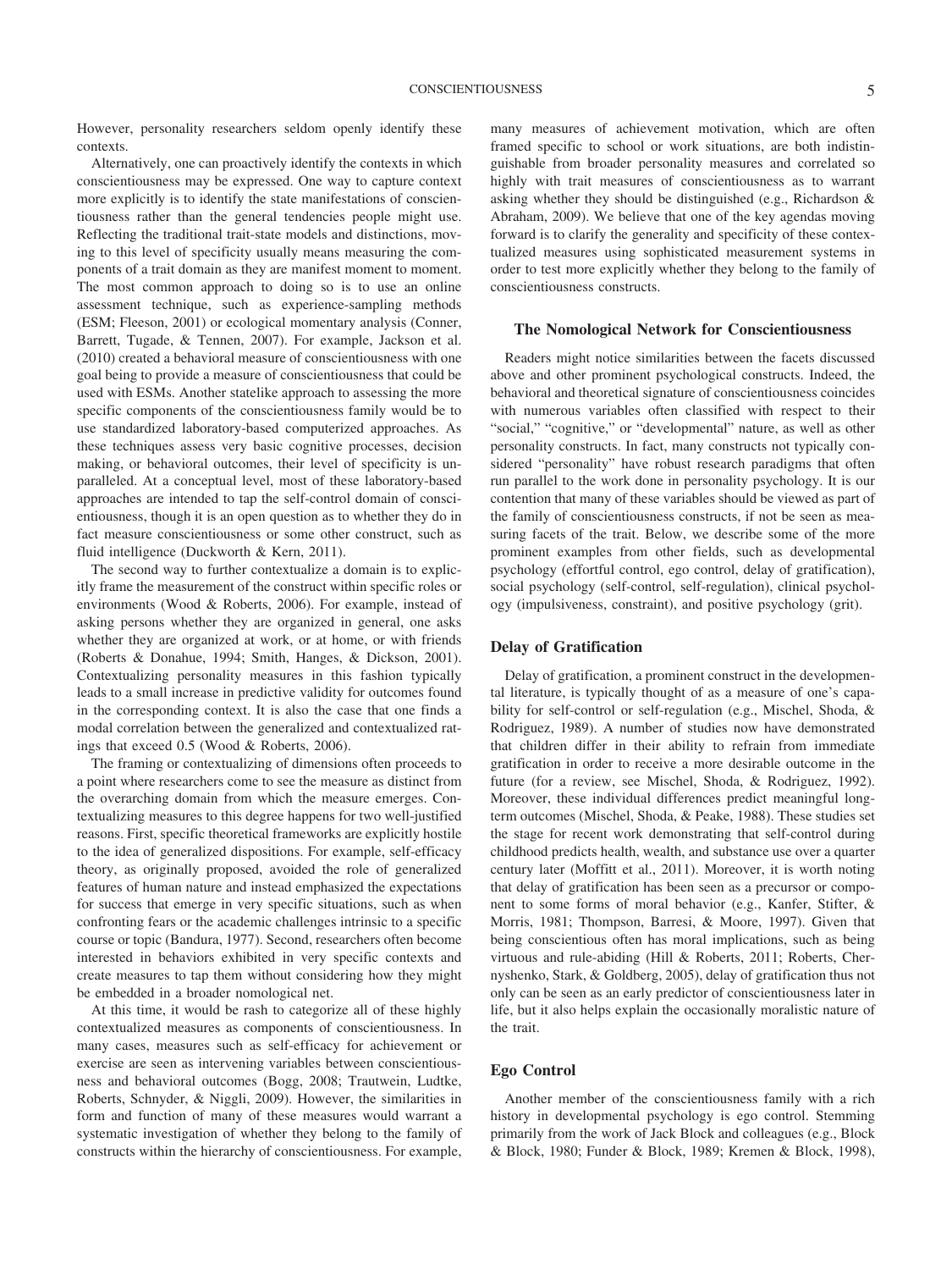However, personality researchers seldom openly identify these contexts.

Alternatively, one can proactively identify the contexts in which conscientiousness may be expressed. One way to capture context more explicitly is to identify the state manifestations of conscientiousness rather than the general tendencies people might use. Reflecting the traditional trait-state models and distinctions, moving to this level of specificity usually means measuring the components of a trait domain as they are manifest moment to moment. The most common approach to doing so is to use an online assessment technique, such as experience-sampling methods (ESM; Fleeson, 2001) or ecological momentary analysis (Conner, Barrett, Tugade, & Tennen, 2007). For example, Jackson et al. (2010) created a behavioral measure of conscientiousness with one goal being to provide a measure of conscientiousness that could be used with ESMs. Another statelike approach to assessing the more specific components of the conscientiousness family would be to use standardized laboratory-based computerized approaches. As these techniques assess very basic cognitive processes, decision making, or behavioral outcomes, their level of specificity is unparalleled. At a conceptual level, most of these laboratory-based approaches are intended to tap the self-control domain of conscientiousness, though it is an open question as to whether they do in fact measure conscientiousness or some other construct, such as fluid intelligence (Duckworth & Kern, 2011).

The second way to further contextualize a domain is to explicitly frame the measurement of the construct within specific roles or environments (Wood & Roberts, 2006). For example, instead of asking persons whether they are organized in general, one asks whether they are organized at work, or at home, or with friends (Roberts & Donahue, 1994; Smith, Hanges, & Dickson, 2001). Contextualizing personality measures in this fashion typically leads to a small increase in predictive validity for outcomes found in the corresponding context. It is also the case that one finds a modal correlation between the generalized and contextualized ratings that exceed 0.5 (Wood & Roberts, 2006).

The framing or contextualizing of dimensions often proceeds to a point where researchers come to see the measure as distinct from the overarching domain from which the measure emerges. Contextualizing measures to this degree happens for two well-justified reasons. First, specific theoretical frameworks are explicitly hostile to the idea of generalized dispositions. For example, self-efficacy theory, as originally proposed, avoided the role of generalized features of human nature and instead emphasized the expectations for success that emerge in very specific situations, such as when confronting fears or the academic challenges intrinsic to a specific course or topic (Bandura, 1977). Second, researchers often become interested in behaviors exhibited in very specific contexts and create measures to tap them without considering how they might be embedded in a broader nomological net.

At this time, it would be rash to categorize all of these highly contextualized measures as components of conscientiousness. In many cases, measures such as self-efficacy for achievement or exercise are seen as intervening variables between conscientiousness and behavioral outcomes (Bogg, 2008; Trautwein, Ludtke, Roberts, Schnyder, & Niggli, 2009). However, the similarities in form and function of many of these measures would warrant a systematic investigation of whether they belong to the family of constructs within the hierarchy of conscientiousness. For example, many measures of achievement motivation, which are often framed specific to school or work situations, are both indistinguishable from broader personality measures and correlated so highly with trait measures of conscientiousness as to warrant asking whether they should be distinguished (e.g., Richardson & Abraham, 2009). We believe that one of the key agendas moving forward is to clarify the generality and specificity of these contextualized measures using sophisticated measurement systems in order to test more explicitly whether they belong to the family of conscientiousness constructs.

## The Nomological Network for Conscientiousness

Readers might notice similarities between the facets discussed above and other prominent psychological constructs. Indeed, the behavioral and theoretical signature of conscientiousness coincides with numerous variables often classified with respect to their "social," "cognitive," or "developmental" nature, as well as other personality constructs. In fact, many constructs not typically considered "personality" have robust research paradigms that often run parallel to the work done in personality psychology. It is our contention that many of these variables should be viewed as part of the family of conscientiousness constructs, if not be seen as measuring facets of the trait. Below, we describe some of the more prominent examples from other fields, such as developmental psychology (effortful control, ego control, delay of gratification), social psychology (self-control, self-regulation), clinical psychology (impulsiveness, constraint), and positive psychology (grit).

### Delay of Gratification

Delay of gratification, a prominent construct in the developmental literature, is typically thought of as a measure of one's capability for self-control or self-regulation (e.g., Mischel, Shoda, & Rodriguez, 1989). A number of studies now have demonstrated that children differ in their ability to refrain from immediate gratification in order to receive a more desirable outcome in the future (for a review, see Mischel, Shoda, & Rodriguez, 1992). Moreover, these individual differences predict meaningful long-term outcomes (Mischel, Shoda, & Peake, 1988). These studies set the stage for recent work demonstrating that self-control during childhood predicts health, wealth, and substance use over a quarter century later (Moffitt et al., 2011). Moreover, it is worth noting that delay of gratification has been seen as a precursor or component to some forms of moral behavior (e.g., Kanfer, Stifter, & Morris, 1981; Thompson, Barresi, & Moore, 1997). Given that being conscientious often has moral implications, such as being virtuous and rule-abiding (Hill & Roberts, 2011; Roberts, Chernyshenko, Stark, & Goldberg, 2005), delay of gratification thus not only can be seen as an early predictor of conscientiousness later in life, but it also helps explain the occasionally moralistic nature of the trait.

### Ego Control

Another member of the conscientiousness family with a rich history in developmental psychology is ego control. Stemming primarily from the work of Jack Block and colleagues (e.g., Block & Block, 1980; Funder & Block, 1989; Kremen & Block, 1998),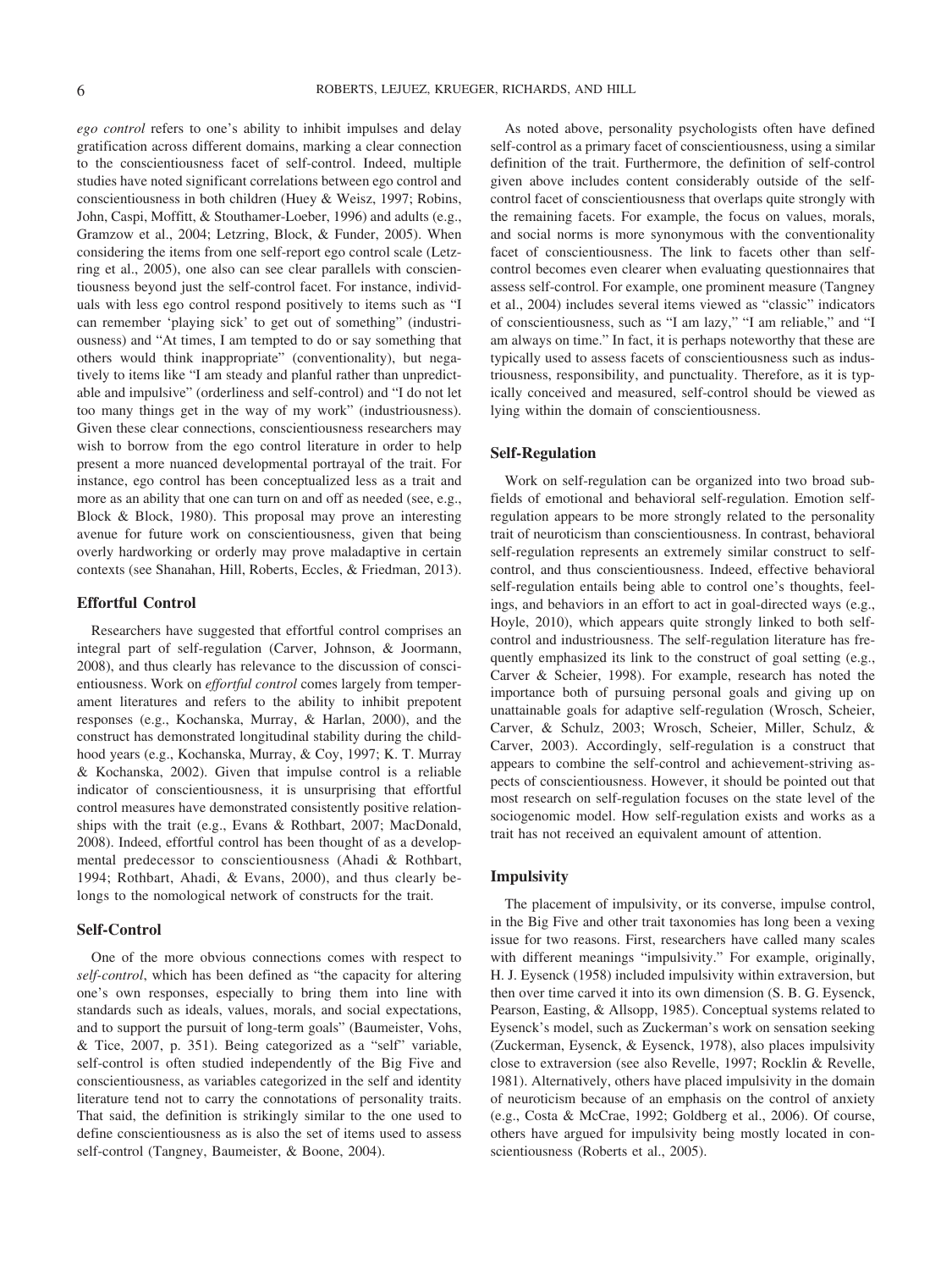*ego control* refers to one's ability to inhibit impulses and delay gratification across different domains, marking a clear connection to the conscientiousness facet of self-control. Indeed, multiple studies have noted significant correlations between ego control and conscientiousness in both children (Huey & Weisz, 1997; Robins, John, Caspi, Moffitt, & Stouthamer-Loeber, 1996) and adults (e.g., Gramzow et al., 2004; Letzring, Block, & Funder, 2005). When considering the items from one self-report ego control scale (Letzring et al., 2005), one also can see clear parallels with conscientiousness beyond just the self-control facet. For instance, individuals with less ego control respond positively to items such as "I can remember 'playing sick' to get out of something" (industriousness) and "At times, I am tempted to do or say something that others would think inappropriate" (conventionality), but negatively to items like "I am steady and planful rather than unpredictable and impulsive" (orderliness and self-control) and "I do not let too many things get in the way of my work" (industriousness). Given these clear connections, conscientiousness researchers may wish to borrow from the ego control literature in order to help present a more nuanced developmental portrayal of the trait. For instance, ego control has been conceptualized less as a trait and more as an ability that one can turn on and off as needed (see, e.g., Block & Block, 1980). This proposal may prove an interesting avenue for future work on conscientiousness, given that being overly hardworking or orderly may prove maladaptive in certain contexts (see Shanahan, Hill, Roberts, Eccles, & Friedman, 2013).

### Effortful Control

Researchers have suggested that effortful control comprises an integral part of self-regulation (Carver, Johnson, & Joormann, 2008), and thus clearly has relevance to the discussion of conscientiousness. Work on *effortful control* comes largely from temperament literatures and refers to the ability to inhibit prepotent responses (e.g., Kochanska, Murray, & Harlan, 2000), and the construct has demonstrated longitudinal stability during the childhood years (e.g., Kochanska, Murray, & Coy, 1997; K. T. Murray & Kochanska, 2002). Given that impulse control is a reliable indicator of conscientiousness, it is unsurprising that effortful control measures have demonstrated consistently positive relationships with the trait (e.g., Evans & Rothbart, 2007; MacDonald, 2008). Indeed, effortful control has been thought of as a developmental predecessor to conscientiousness (Ahadi & Rothbart, 1994; Rothbart, Ahadi, & Evans, 2000), and thus clearly belongs to the nomological network of constructs for the trait.

### Self-Control

One of the more obvious connections comes with respect to *self-control*, which has been defined as "the capacity for altering one's own responses, especially to bring them into line with standards such as ideals, values, morals, and social expectations, and to support the pursuit of long-term goals" (Baumeister, Vohs, & Tice, 2007, p. 351). Being categorized as a "self" variable, self-control is often studied independently of the Big Five and conscientiousness, as variables categorized in the self and identity literature tend not to carry the connotations of personality traits. That said, the definition is strikingly similar to the one used to define conscientiousness as is also the set of items used to assess self-control (Tangney, Baumeister, & Boone, 2004).

As noted above, personality psychologists often have defined self-control as a primary facet of conscientiousness, using a similar definition of the trait. Furthermore, the definition of self-control given above includes content considerably outside of the self-control facet of conscientiousness that overlaps quite strongly with the remaining facets. For example, the focus on values, morals, and social norms is more synonymous with the conventionality facet of conscientiousness. The link to facets other than self-control becomes even clearer when evaluating questionnaires that assess self-control. For example, one prominent measure (Tangney et al., 2004) includes several items viewed as "classic" indicators of conscientiousness, such as "I am lazy," "I am reliable," and "I am always on time." In fact, it is perhaps noteworthy that these are typically used to assess facets of conscientiousness such as industriousness, responsibility, and punctuality. Therefore, as it is typically conceived and measured, self-control should be viewed as lying within the domain of conscientiousness.

### Self-Regulation

Work on self-regulation can be organized into two broad subfields of emotional and behavioral self-regulation. Emotion self-regulation appears to be more strongly related to the personality trait of neuroticism than conscientiousness. In contrast, behavioral self-regulation represents an extremely similar construct to self-control, and thus conscientiousness. Indeed, effective behavioral self-regulation entails being able to control one's thoughts, feelings, and behaviors in an effort to act in goal-directed ways (e.g., Hoyle, 2010), which appears quite strongly linked to both self-control and industriousness. The self-regulation literature has frequently emphasized its link to the construct of goal setting (e.g., Carver & Scheier, 1998). For example, research has noted the importance both of pursuing personal goals and giving up on unattainable goals for adaptive self-regulation (Wrosch, Scheier, Carver, & Schulz, 2003; Wrosch, Scheier, Miller, Schulz, & Carver, 2003). Accordingly, self-regulation is a construct that appears to combine the self-control and achievement-striving aspects of conscientiousness. However, it should be pointed out that most research on self-regulation focuses on the state level of the sociogenomic model. How self-regulation exists and works as a trait has not received an equivalent amount of attention.

### Impulsivity

The placement of impulsivity, or its converse, impulse control, in the Big Five and other trait taxonomies has long been a vexing issue for two reasons. First, researchers have called many scales with different meanings "impulsivity." For example, originally, H. J. Eysenck (1958) included impulsivity within extraversion, but then over time carved it into its own dimension (S. B. G. Eysenck, Pearson, Easting, & Allsopp, 1985). Conceptual systems related to Eysenck's model, such as Zuckerman's work on sensation seeking (Zuckerman, Eysenck, & Eysenck, 1978), also places impulsivity close to extraversion (see also Revelle, 1997; Rocklin & Revelle, 1981). Alternatively, others have placed impulsivity in the domain of neuroticism because of an emphasis on the control of anxiety (e.g., Costa & McCrae, 1992; Goldberg et al., 2006). Of course, others have argued for impulsivity being mostly located in conscientiousness (Roberts et al., 2005).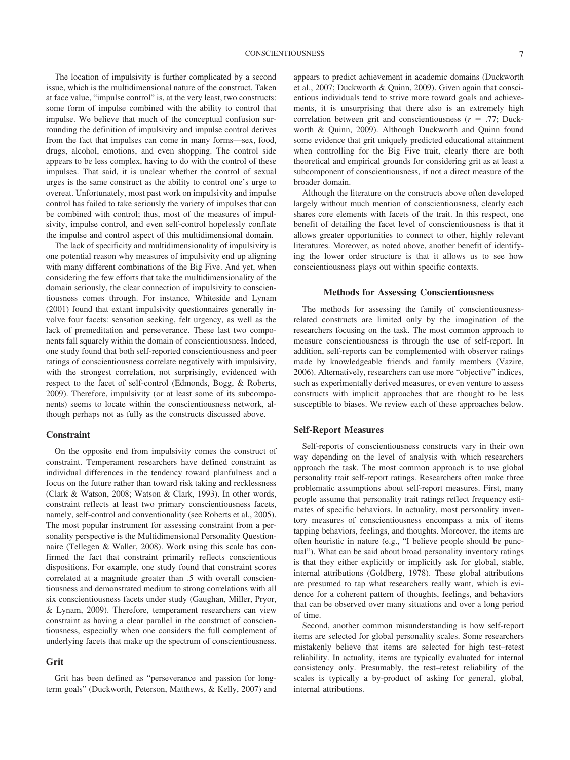The location of impulsivity is further complicated by a second issue, which is the multidimensional nature of the construct. Taken at face value, "impulse control" is, at the very least, two constructs: some form of impulse combined with the ability to control that impulse. We believe that much of the conceptual confusion surrounding the definition of impulsivity and impulse control derives from the fact that impulses can come in many forms—sex, food, drugs, alcohol, emotions, and even shopping. The control side appears to be less complex, having to do with the control of these impulses. That said, it is unclear whether the control of sexual urges is the same construct as the ability to control one's urge to overeat. Unfortunately, most past work on impulsivity and impulse control has failed to take seriously the variety of impulses that can be combined with control; thus, most of the measures of impulsivity, impulse control, and even self-control hopelessly conflate the impulse and control aspect of this multidimensional domain.

The lack of specificity and multidimensionality of impulsivity is one potential reason why measures of impulsivity end up aligning with many different combinations of the Big Five. And yet, when considering the few efforts that take the multidimensionality of the domain seriously, the clear connection of impulsivity to conscientiousness comes through. For instance, Whiteside and Lynam (2001) found that extant impulsivity questionnaires generally involve four facets: sensation seeking, felt urgency, as well as the lack of premeditation and perseverance. These last two components fall squarely within the domain of conscientiousness. Indeed, one study found that both self-reported conscientiousness and peer ratings of conscientiousness correlate negatively with impulsivity, with the strongest correlation, not surprisingly, evidenced with respect to the facet of self-control (Edmonds, Bogg, & Roberts, 2009). Therefore, impulsivity (or at least some of its subcomponents) seems to locate within the conscientiousness network, although perhaps not as fully as the constructs discussed above.

### Constraint

On the opposite end from impulsivity comes the construct of constraint. Temperament researchers have defined constraint as individual differences in the tendency toward planfulness and a focus on the future rather than toward risk taking and recklessness (Clark & Watson, 2008; Watson & Clark, 1993). In other words, constraint reflects at least two primary conscientiousness facets, namely, self-control and conventionality (see Roberts et al., 2005). The most popular instrument for assessing constraint from a personality perspective is the Multidimensional Personality Questionnaire (Tellegen & Waller, 2008). Work using this scale has confirmed the fact that constraint primarily reflects conscientious dispositions. For example, one study found that constraint scores correlated at a magnitude greater than .5 with overall conscientiousness and demonstrated medium to strong correlations with all six conscientiousness facets under study (Gaughan, Miller, Pryor, & Lynam, 2009). Therefore, temperament researchers can view constraint as having a clear parallel in the construct of conscientiousness, especially when one considers the full complement of underlying facets that make up the spectrum of conscientiousness.

### Grit

Grit has been defined as "perseverance and passion for long-term goals" (Duckworth, Peterson, Matthews, & Kelly, 2007) and appears to predict achievement in academic domains (Duckworth et al., 2007; Duckworth & Quinn, 2009). Given again that conscientious individuals tend to strive more toward goals and achievements, it is unsurprising that there also is an extremely high correlation between grit and conscientiousness ($r = .77$; Duckworth & Quinn, 2009). Although Duckworth and Quinn found some evidence that grit uniquely predicted educational attainment when controlling for the Big Five trait, clearly there are both theoretical and empirical grounds for considering grit as at least a subcomponent of conscientiousness, if not a direct measure of the broader domain.

Although the literature on the constructs above often developed largely without much mention of conscientiousness, clearly each shares core elements with facets of the trait. In this respect, one benefit of detailing the facet level of conscientiousness is that it allows greater opportunities to connect to other, highly relevant literatures. Moreover, as noted above, another benefit of identifying the lower order structure is that it allows us to see how conscientiousness plays out within specific contexts.

## Methods for Assessing Conscientiousness

The methods for assessing the family of conscientiousness-related constructs are limited only by the imagination of the researchers focusing on the task. The most common approach to measure conscientiousness is through the use of self-report. In addition, self-reports can be complemented with observer ratings made by knowledgeable friends and family members (Vazire, 2006). Alternatively, researchers can use more "objective" indices, such as experimentally derived measures, or even venture to assess constructs with implicit approaches that are thought to be less susceptible to biases. We review each of these approaches below.

### Self-Report Measures

Self-reports of conscientiousness constructs vary in their own way depending on the level of analysis with which researchers approach the task. The most common approach is to use global personality trait self-report ratings. Researchers often make three problematic assumptions about self-report measures. First, many people assume that personality trait ratings reflect frequency estimates of specific behaviors. In actuality, most personality inventory measures of conscientiousness encompass a mix of items tapping behaviors, feelings, and thoughts. Moreover, the items are often heuristic in nature (e.g., "I believe people should be punctual"). What can be said about broad personality inventory ratings is that they either explicitly or implicitly ask for global, stable, internal attributions (Goldberg, 1978). These global attributions are presumed to tap what researchers really want, which is evidence for a coherent pattern of thoughts, feelings, and behaviors that can be observed over many situations and over a long period of time.

Second, another common misunderstanding is how self-report items are selected for global personality scales. Some researchers mistakenly believe that items are selected for high test–retest reliability. In actuality, items are typically evaluated for internal consistency only. Presumably, the test–retest reliability of the scales is typically a by-product of asking for general, global, internal attributions.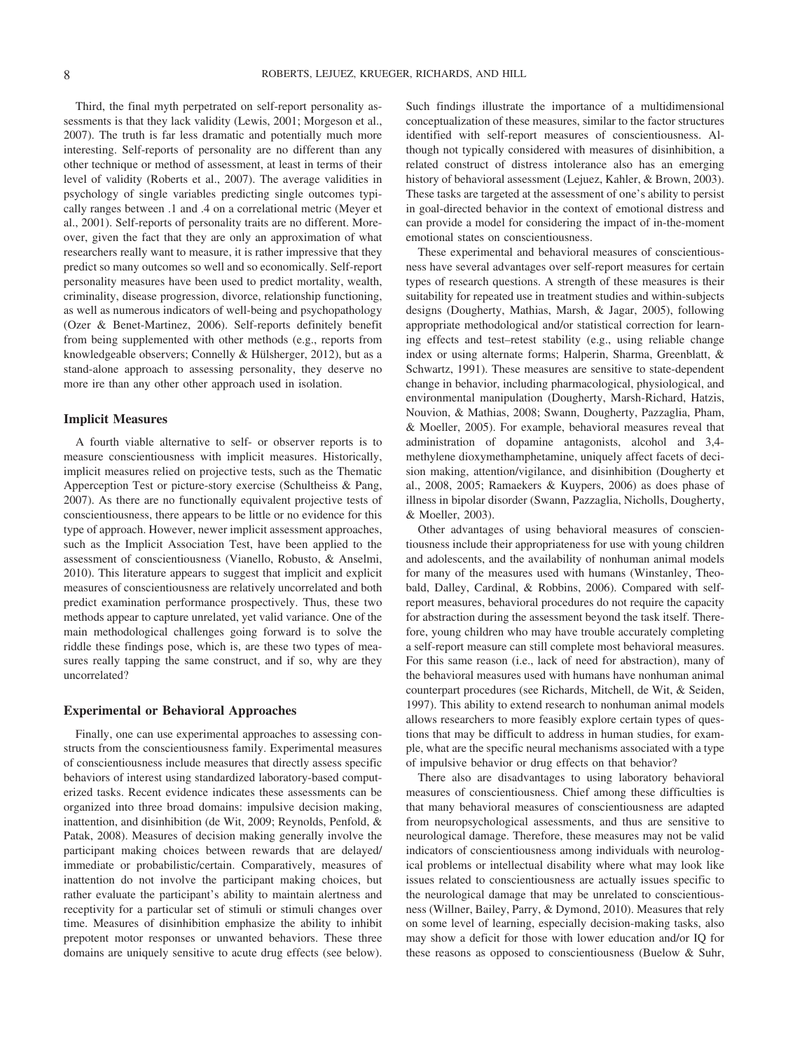Third, the final myth perpetrated on self-report personality assessments is that they lack validity (Lewis, 2001; Morgeson et al., 2007). The truth is far less dramatic and potentially much more interesting. Self-reports of personality are no different than any other technique or method of assessment, at least in terms of their level of validity (Roberts et al., 2007). The average validities in psychology of single variables predicting single outcomes typically ranges between .1 and .4 on a correlational metric (Meyer et al., 2001). Self-reports of personality traits are no different. Moreover, given the fact that they are only an approximation of what researchers really want to measure, it is rather impressive that they predict so many outcomes so well and so economically. Self-report personality measures have been used to predict mortality, wealth, criminality, disease progression, divorce, relationship functioning, as well as numerous indicators of well-being and psychopathology (Ozer & Benet-Martinez, 2006). Self-reports definitely benefit from being supplemented with other methods (e.g., reports from knowledgeable observers; Connelly & Hülsherger, 2012), but as a stand-alone approach to assessing personality, they deserve no more ire than any other other approach used in isolation.

### Implicit Measures

A fourth viable alternative to self- or observer reports is to measure conscientiousness with implicit measures. Historically, implicit measures relied on projective tests, such as the Thematic Apperception Test or picture-story exercise (Schultheiss & Pang, 2007). As there are no functionally equivalent projective tests of conscientiousness, there appears to be little or no evidence for this type of approach. However, newer implicit assessment approaches, such as the Implicit Association Test, have been applied to the assessment of conscientiousness (Vianello, Robusto, & Anselmi, 2010). This literature appears to suggest that implicit and explicit measures of conscientiousness are relatively uncorrelated and both predict examination performance prospectively. Thus, these two methods appear to capture unrelated, yet valid variance. One of the main methodological challenges going forward is to solve the riddle these findings pose, which is, are these two types of measures really tapping the same construct, and if so, why are they uncorrelated?

### Experimental or Behavioral Approaches

Finally, one can use experimental approaches to assessing constructs from the conscientiousness family. Experimental measures of conscientiousness include measures that directly assess specific behaviors of interest using standardized laboratory-based computerized tasks. Recent evidence indicates these assessments can be organized into three broad domains: impulsive decision making, inattention, and disinhibition (de Wit, 2009; Reynolds, Penfold, & Patak, 2008). Measures of decision making generally involve the participant making choices between rewards that are delayed/immediate or probabilistic/certain. Comparatively, measures of inattention do not involve the participant making choices, but rather evaluate the participant's ability to maintain alertness and receptivity for a particular set of stimuli or stimuli changes over time. Measures of disinhibition emphasize the ability to inhibit prepotent motor responses or unwanted behaviors. These three domains are uniquely sensitive to acute drug effects (see below). Such findings illustrate the importance of a multidimensional conceptualization of these measures, similar to the factor structures identified with self-report measures of conscientiousness. Although not typically considered with measures of disinhibition, a related construct of distress intolerance also has an emerging history of behavioral assessment (Lejuez, Kahler, & Brown, 2003). These tasks are targeted at the assessment of one's ability to persist in goal-directed behavior in the context of emotional distress and can provide a model for considering the impact of in-the-moment emotional states on conscientiousness.

These experimental and behavioral measures of conscientiousness have several advantages over self-report measures for certain types of research questions. A strength of these measures is their suitability for repeated use in treatment studies and within-subjects designs (Dougherty, Mathias, Marsh, & Jagar, 2005), following appropriate methodological and/or statistical correction for learning effects and test–retest stability (e.g., using reliable change index or using alternate forms; Halperin, Sharma, Greenblatt, & Schwartz, 1991). These measures are sensitive to state-dependent change in behavior, including pharmacological, physiological, and environmental manipulation (Dougherty, Marsh-Richard, Hatzis, Nouvion, & Mathias, 2008; Swann, Dougherty, Pazzaglia, Pham, & Moeller, 2005). For example, behavioral measures reveal that administration of dopamine antagonists, alcohol and 3,4-methylene dioxymethamphetamine, uniquely affect facets of decision making, attention/vigilance, and disinhibition (Dougherty et al., 2008, 2005; Ramaekers & Kuypers, 2006) as does phase of illness in bipolar disorder (Swann, Pazzaglia, Nicholls, Dougherty, & Moeller, 2003).

Other advantages of using behavioral measures of conscientiousness include their appropriateness for use with young children and adolescents, and the availability of nonhuman animal models for many of the measures used with humans (Winstanley, Theobald, Dalley, Cardinal, & Robbins, 2006). Compared with self-report measures, behavioral procedures do not require the capacity for abstraction during the assessment beyond the task itself. Therefore, young children who may have trouble accurately completing a self-report measure can still complete most behavioral measures. For this same reason (i.e., lack of need for abstraction), many of the behavioral measures used with humans have nonhuman animal counterpart procedures (see Richards, Mitchell, de Wit, & Seiden, 1997). This ability to extend research to nonhuman animal models allows researchers to more feasibly explore certain types of questions that may be difficult to address in human studies, for example, what are the specific neural mechanisms associated with a type of impulsive behavior or drug effects on that behavior?

There also are disadvantages to using laboratory behavioral measures of conscientiousness. Chief among these difficulties is that many behavioral measures of conscientiousness are adapted from neuropsychological assessments, and thus are sensitive to neurological damage. Therefore, these measures may not be valid indicators of conscientiousness among individuals with neurological problems or intellectual disability where what may look like issues related to conscientiousness are actually issues specific to the neurological damage that may be unrelated to conscientiousness (Willner, Bailey, Parry, & Dymond, 2010). Measures that rely on some level of learning, especially decision-making tasks, also may show a deficit for those with lower education and/or IQ for these reasons as opposed to conscientiousness (Buelow & Suhr,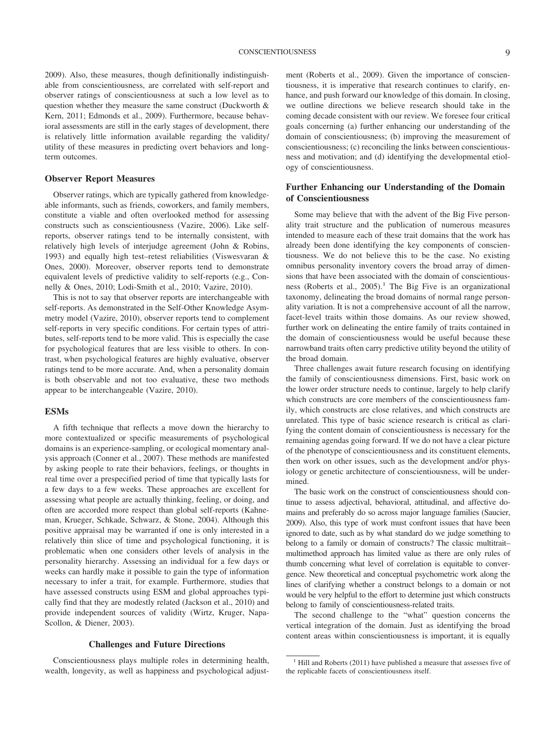2009). Also, these measures, though definitionally indistinguishable from conscientiousness, are correlated with self-report and observer ratings of conscientiousness at such a low level as to question whether they measure the same construct (Duckworth & Kern, 2011; Edmonds et al., 2009). Furthermore, because behavioral assessments are still in the early stages of development, there is relatively little information available regarding the validity/utility of these measures in predicting overt behaviors and long-term outcomes.

### Observer Report Measures

Observer ratings, which are typically gathered from knowledgeable informants, such as friends, coworkers, and family members, constitute a viable and often overlooked method for assessing constructs such as conscientiousness (Vazire, 2006). Like self-reports, observer ratings tend to be internally consistent, with relatively high levels of interjudge agreement (John & Robins, 1993) and equally high test–retest reliabilities (Viswesvaran & Ones, 2000). Moreover, observer reports tend to demonstrate equivalent levels of predictive validity to self-reports (e.g., Connelly & Ones, 2010; Lodi-Smith et al., 2010; Vazire, 2010).

This is not to say that observer reports are interchangeable with self-reports. As demonstrated in the Self-Other Knowledge Asymmetry model (Vazire, 2010), observer reports tend to complement self-reports in very specific conditions. For certain types of attributes, self-reports tend to be more valid. This is especially the case for psychological features that are less visible to others. In contrast, when psychological features are highly evaluative, observer ratings tend to be more accurate. And, when a personality domain is both observable and not too evaluative, these two methods appear to be interchangeable (Vazire, 2010).

### ESMs

A fifth technique that reflects a move down the hierarchy to more contextualized or specific measurements of psychological domains is an experience-sampling, or ecological momentary analysis approach (Conner et al., 2007). These methods are manifested by asking people to rate their behaviors, feelings, or thoughts in real time over a prespecified period of time that typically lasts for a few days to a few weeks. These approaches are excellent for assessing what people are actually thinking, feeling, or doing, and often are accorded more respect than global self-reports (Kahneman, Krueger, Schkade, Schwarz, & Stone, 2004). Although this positive appraisal may be warranted if one is only interested in a relatively thin slice of time and psychological functioning, it is problematic when one considers other levels of analysis in the personality hierarchy. Assessing an individual for a few days or weeks can hardly make it possible to gain the type of information necessary to infer a trait, for example. Furthermore, studies that have assessed constructs using ESM and global approaches typically find that they are modestly related (Jackson et al., 2010) and provide independent sources of validity (Wirtz, Kruger, Napa-Scollon, & Diener, 2003).

## Challenges and Future Directions

Conscientiousness plays multiple roles in determining health, wealth, longevity, as well as happiness and psychological adjustment (Roberts et al., 2009). Given the importance of conscientiousness, it is imperative that research continues to clarify, enhance, and push forward our knowledge of this domain. In closing, we outline directions we believe research should take in the coming decade consistent with our review. We foresee four critical goals concerning (a) further enhancing our understanding of the domain of conscientiousness; (b) improving the measurement of conscientiousness; (c) reconciling the links between conscientiousness and motivation; and (d) identifying the developmental etiology of conscientiousness.

### Further Enhancing our Understanding of the Domain of Conscientiousness

Some may believe that with the advent of the Big Five personality trait structure and the publication of numerous measures intended to measure each of these trait domains that the work has already been done identifying the key components of conscientiousness. We do not believe this to be the case. No existing omnibus personality inventory covers the broad array of dimensions that have been associated with the domain of conscientiousness (Roberts et al., 2005).[1] The Big Five is an organizational taxonomy, delineating the broad domains of normal range personality variation. It is not a comprehensive account of all the narrow, facet-level traits within those domains. As our review showed, further work on delineating the entire family of traits contained in the domain of conscientiousness would be useful because these narrowband traits often carry predictive utility beyond the utility of the broad domain.

Three challenges await future research focusing on identifying the family of conscientiousness dimensions. First, basic work on the lower order structure needs to continue, largely to help clarify which constructs are core members of the conscientiousness family, which constructs are close relatives, and which constructs are unrelated. This type of basic science research is critical as clarifying the content domain of conscientiousness is necessary for the remaining agendas going forward. If we do not have a clear picture of the phenotype of conscientiousness and its constituent elements, then work on other issues, such as the development and/or physiology or genetic architecture of conscientiousness, will be undermined.

The basic work on the construct of conscientiousness should continue to assess adjectival, behavioral, attitudinal, and affective domains and preferably do so across major language families (Saucier, 2009). Also, this type of work must confront issues that have been ignored to date, such as by what standard do we judge something to belong to a family or domain of constructs? The classic multitrait–multimethod approach has limited value as there are only rules of thumb concerning what level of correlation is equitable to convergence. New theoretical and conceptual psychometric work along the lines of clarifying whether a construct belongs to a domain or not would be very helpful to the effort to determine just which constructs belong to family of conscientiousness-related traits.

The second challenge to the "what" question concerns the vertical integration of the domain. Just as identifying the broad content areas within conscientiousness is important, it is equally

[1] Hill and Roberts (2011) have published a measure that assesses five of the replicable facets of conscientiousness itself.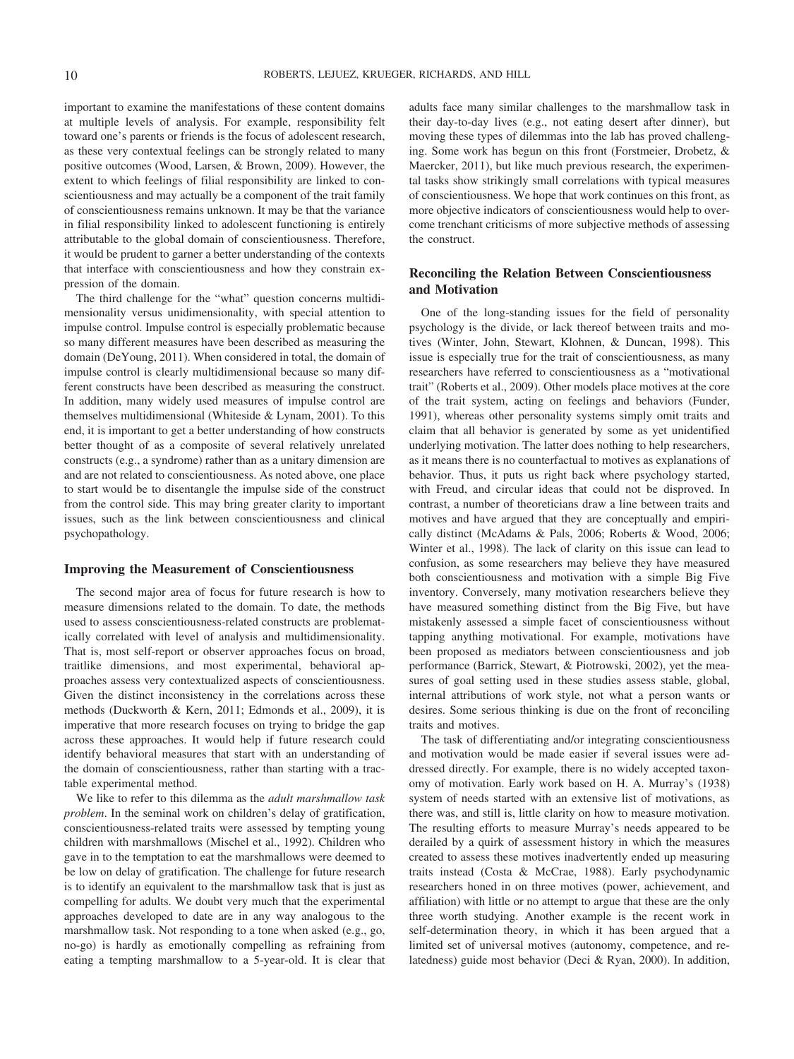important to examine the manifestations of these content domains at multiple levels of analysis. For example, responsibility felt toward one's parents or friends is the focus of adolescent research, as these very contextual feelings can be strongly related to many positive outcomes (Wood, Larsen, & Brown, 2009). However, the extent to which feelings of filial responsibility are linked to conscientiousness and may actually be a component of the trait family of conscientiousness remains unknown. It may be that the variance in filial responsibility linked to adolescent functioning is entirely attributable to the global domain of conscientiousness. Therefore, it would be prudent to garner a better understanding of the contexts that interface with conscientiousness and how they constrain expression of the domain.

The third challenge for the "what" question concerns multidimensionality versus unidimensionality, with special attention to impulse control. Impulse control is especially problematic because so many different measures have been described as measuring the domain (DeYoung, 2011). When considered in total, the domain of impulse control is clearly multidimensional because so many different constructs have been described as measuring the construct. In addition, many widely used measures of impulse control are themselves multidimensional (Whiteside & Lynam, 2001). To this end, it is important to get a better understanding of how constructs better thought of as a composite of several relatively unrelated constructs (e.g., a syndrome) rather than as a unitary dimension are and are not related to conscientiousness. As noted above, one place to start would be to disentangle the impulse side of the construct from the control side. This may bring greater clarity to important issues, such as the link between conscientiousness and clinical psychopathology.

### Improving the Measurement of Conscientiousness

The second major area of focus for future research is how to measure dimensions related to the domain. To date, the methods used to assess conscientiousness-related constructs are problematically correlated with level of analysis and multidimensionality. That is, most self-report or observer approaches focus on broad, traitlike dimensions, and most experimental, behavioral approaches assess very contextualized aspects of conscientiousness. Given the distinct inconsistency in the correlations across these methods (Duckworth & Kern, 2011; Edmonds et al., 2009), it is imperative that more research focuses on trying to bridge the gap across these approaches. It would help if future research could identify behavioral measures that start with an understanding of the domain of conscientiousness, rather than starting with a tractable experimental method.

We like to refer to this dilemma as the *adult marshmallow task problem*. In the seminal work on children's delay of gratification, conscientiousness-related traits were assessed by tempting young children with marshmallows (Mischel et al., 1992). Children who gave in to the temptation to eat the marshmallows were deemed to be low on delay of gratification. The challenge for future research is to identify an equivalent to the marshmallow task that is just as compelling for adults. We doubt very much that the experimental approaches developed to date are in any way analogous to the marshmallow task. Not responding to a tone when asked (e.g., go, no-go) is hardly as emotionally compelling as refraining from eating a tempting marshmallow to a 5-year-old. It is clear that adults face many similar challenges to the marshmallow task in their day-to-day lives (e.g., not eating desert after dinner), but moving these types of dilemmas into the lab has proved challenging. Some work has begun on this front (Forstmeier, Drobetz, & Maercker, 2011), but like much previous research, the experimental tasks show strikingly small correlations with typical measures of conscientiousness. We hope that work continues on this front, as more objective indicators of conscientiousness would help to overcome trenchant criticisms of more subjective methods of assessing the construct.

### Reconciling the Relation Between Conscientiousness and Motivation

One of the long-standing issues for the field of personality psychology is the divide, or lack thereof between traits and motives (Winter, John, Stewart, Klohnen, & Duncan, 1998). This issue is especially true for the trait of conscientiousness, as many researchers have referred to conscientiousness as a "motivational trait" (Roberts et al., 2009). Other models place motives at the core of the trait system, acting on feelings and behaviors (Funder, 1991), whereas other personality systems simply omit traits and claim that all behavior is generated by some as yet unidentified underlying motivation. The latter does nothing to help researchers, as it means there is no counterfactual to motives as explanations of behavior. Thus, it puts us right back where psychology started, with Freud, and circular ideas that could not be disproved. In contrast, a number of theoreticians draw a line between traits and motives and have argued that they are conceptually and empirically distinct (McAdams & Pals, 2006; Roberts & Wood, 2006; Winter et al., 1998). The lack of clarity on this issue can lead to confusion, as some researchers may believe they have measured both conscientiousness and motivation with a simple Big Five inventory. Conversely, many motivation researchers believe they have measured something distinct from the Big Five, but have mistakenly assessed a simple facet of conscientiousness without tapping anything motivational. For example, motivations have been proposed as mediators between conscientiousness and job performance (Barrick, Stewart, & Piotrowski, 2002), yet the measures of goal setting used in these studies assess stable, global, internal attributions of work style, not what a person wants or desires. Some serious thinking is due on the front of reconciling traits and motives.

The task of differentiating and/or integrating conscientiousness and motivation would be made easier if several issues were addressed directly. For example, there is no widely accepted taxonomy of motivation. Early work based on H. A. Murray's (1938) system of needs started with an extensive list of motivations, as there was, and still is, little clarity on how to measure motivation. The resulting efforts to measure Murray's needs appeared to be derailed by a quirk of assessment history in which the measures created to assess these motives inadvertently ended up measuring traits instead (Costa & McCrae, 1988). Early psychodynamic researchers honed in on three motives (power, achievement, and affiliation) with little or no attempt to argue that these are the only three worth studying. Another example is the recent work in self-determination theory, in which it has been argued that a limited set of universal motives (autonomy, competence, and relatedness) guide most behavior (Deci & Ryan, 2000). In addition,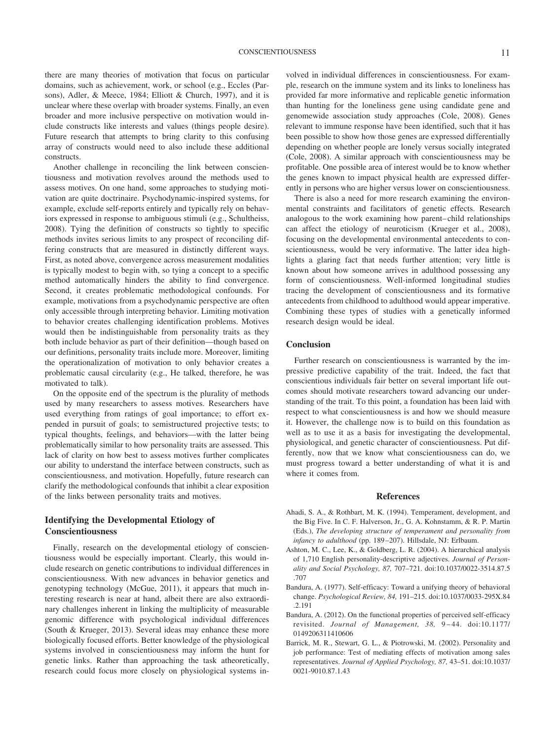there are many theories of motivation that focus on particular domains, such as achievement, work, or school (e.g., Eccles (Parsons), Adler, & Meece, 1984; Elliott & Church, 1997), and it is unclear where these overlap with broader systems. Finally, an even broader and more inclusive perspective on motivation would include constructs like interests and values (things people desire). Future research that attempts to bring clarity to this confusing array of constructs would need to also include these additional constructs.

Another challenge in reconciling the link between conscientiousness and motivation revolves around the methods used to assess motives. On one hand, some approaches to studying motivation are quite doctrinaire. Psychodynamic-inspired systems, for example, exclude self-reports entirely and typically rely on behaviors expressed in response to ambiguous stimuli (e.g., Schultheiss, 2008). Tying the definition of constructs so tightly to specific methods invites serious limits to any prospect of reconciling differing constructs that are measured in distinctly different ways. First, as noted above, convergence across measurement modalities is typically modest to begin with, so tying a concept to a specific method automatically hinders the ability to find convergence. Second, it creates problematic methodological confounds. For example, motivations from a psychodynamic perspective are often only accessible through interpreting behavior. Limiting motivation to behavior creates challenging identification problems. Motives would then be indistinguishable from personality traits as they both include behavior as part of their definition—though based on our definitions, personality traits include more. Moreover, limiting the operationalization of motivation to only behavior creates a problematic causal circularity (e.g., He talked, therefore, he was motivated to talk).

On the opposite end of the spectrum is the plurality of methods used by many researchers to assess motives. Researchers have used everything from ratings of goal importance; to effort expended in pursuit of goals; to semistructured projective tests; to typical thoughts, feelings, and behaviors—with the latter being problematically similar to how personality traits are assessed. This lack of clarity on how best to assess motives further complicates our ability to understand the interface between constructs, such as conscientiousness, and motivation. Hopefully, future research can clarify the methodological confounds that inhibit a clear exposition of the links between personality traits and motives.

## Identifying the Developmental Etiology of Conscientiousness

Finally, research on the developmental etiology of conscientiousness would be especially important. Clearly, this would include research on genetic contributions to individual differences in conscientiousness. With new advances in behavior genetics and genotyping technology (McGue, 2011), it appears that much interesting research is near at hand, albeit there are also extraordinary challenges inherent in linking the multiplicity of measurable genomic difference with psychological individual differences (South & Krueger, 2013). Several ideas may enhance these more biologically focused efforts. Better knowledge of the physiological systems involved in conscientiousness may inform the hunt for genetic links. Rather than approaching the task atheoretically, research could focus more closely on physiological systems involved in individual differences in conscientiousness. For example, research on the immune system and its links to loneliness has provided far more informative and replicable genetic information than hunting for the loneliness gene using candidate gene and genomewide association study approaches (Cole, 2008). Genes relevant to immune response have been identified, such that it has been possible to show how those genes are expressed differentially depending on whether people are lonely versus socially integrated (Cole, 2008). A similar approach with conscientiousness may be profitable. One possible area of interest would be to know whether the genes known to impact physical health are expressed differently in persons who are higher versus lower on conscientiousness.

There is also a need for more research examining the environmental constraints and facilitators of genetic effects. Research analogous to the work examining how parent–child relationships can affect the etiology of neuroticism (Krueger et al., 2008), focusing on the developmental environmental antecedents to conscientiousness, would be very informative. The latter idea highlights a glaring fact that needs further attention; very little is known about how someone arrives in adulthood possessing any form of conscientiousness. Well-informed longitudinal studies tracing the development of conscientiousness and its formative antecedents from childhood to adulthood would appear imperative. Combining these types of studies with a genetically informed research design would be ideal.

## Conclusion

Further research on conscientiousness is warranted by the impressive predictive capability of the trait. Indeed, the fact that conscientious individuals fair better on several important life outcomes should motivate researchers toward advancing our understanding of the trait. To this point, a foundation has been laid with respect to what conscientiousness is and how we should measure it. However, the challenge now is to build on this foundation as well as to use it as a basis for investigating the developmental, physiological, and genetic character of conscientiousness. Put differently, now that we know what conscientiousness can do, we must progress toward a better understanding of what it is and where it comes from.

## References

Ahadi, S. A., & Rothbart, M. K. (1994). Temperament, development, and the Big Five. In C. F. Halverson, Jr., G. A. Kohnstamm, & R. P. Martin (Eds.), *The developing structure of temperament and personality from infancy to adulthood* (pp. 189–207). Hillsdale, NJ: Erlbaum.

Ashton, M. C., Lee, K., & Goldberg, L. R. (2004). A hierarchical analysis of 1,710 English personality-descriptive adjectives. *Journal of Personality and Social Psychology, 87,* 707–721. doi:10.1037/0022-3514.87.5.707

Bandura, A. (1977). Self-efficacy: Toward a unifying theory of behavioral change. *Psychological Review, 84,* 191–215. doi:10.1037/0033-295X.84.2.191

Bandura, A. (2012). On the functional properties of perceived self-efficacy revisited. *Journal of Management, 38,* 9–44. doi:10.1177/0149206311410606

Barrick, M. R., Stewart, G. L., & Piotrowski, M. (2002). Personality and job performance: Test of mediating effects of motivation among sales representatives. *Journal of Applied Psychology, 87,* 43–51. doi:10.1037/0021-9010.87.1.43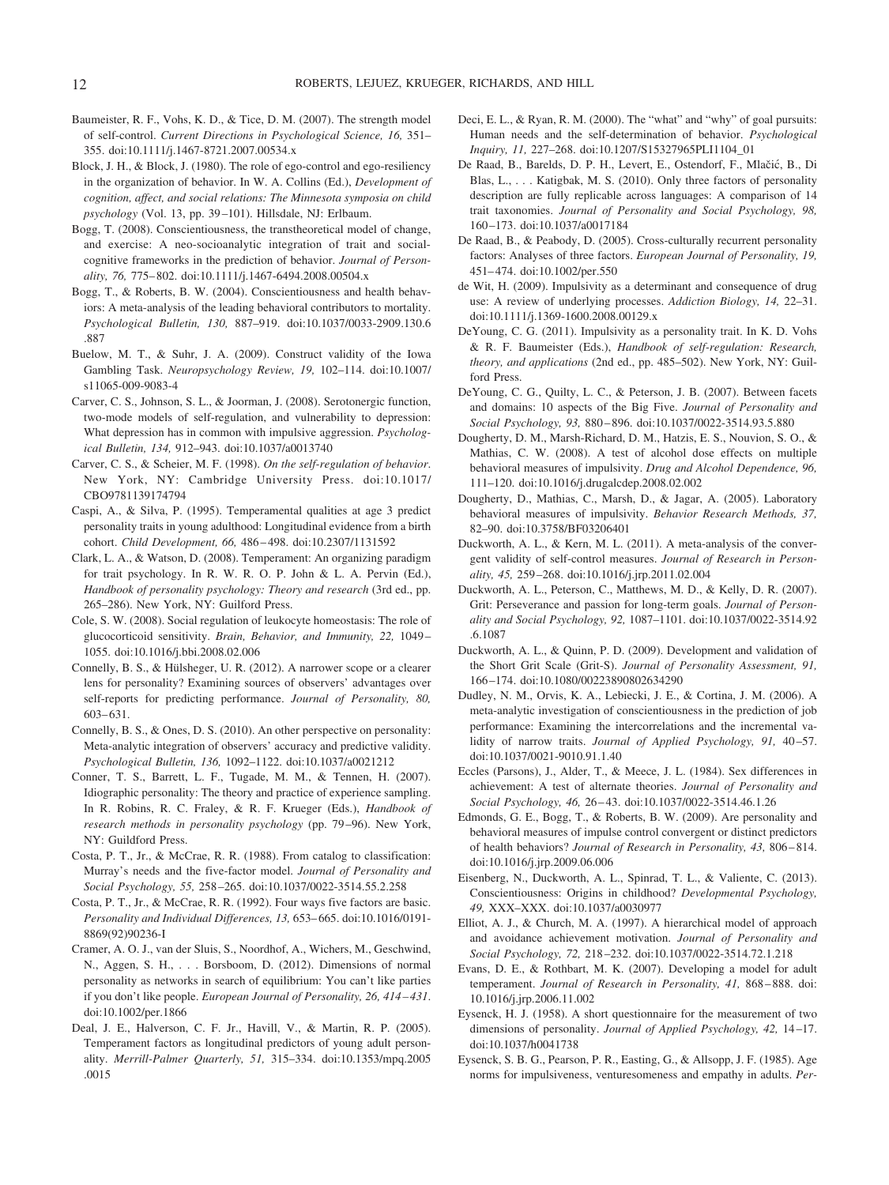Baumeister, R. F., Vohs, K. D., & Tice, D. M. (2007). The strength model of self-control. *Current Directions in Psychological Science, 16,* 351–355. doi:10.1111/j.1467-8721.2007.00534.x

Block, J. H., & Block, J. (1980). The role of ego-control and ego-resiliency in the organization of behavior. In W. A. Collins (Ed.), *Development of cognition, affect, and social relations: The Minnesota symposia on child psychology* (Vol. 13, pp. 39–101). Hillsdale, NJ: Erlbaum.

Bogg, T. (2008). Conscientiousness, the transtheoretical model of change, and exercise: A neo-socioanalytic integration of trait and social-cognitive frameworks in the prediction of behavior. *Journal of Personality, 76,* 775–802. doi:10.1111/j.1467-6494.2008.00504.x

Bogg, T., & Roberts, B. W. (2004). Conscientiousness and health behaviors: A meta-analysis of the leading behavioral contributors to mortality. *Psychological Bulletin, 130,* 887–919. doi:10.1037/0033-2909.130.6.887

Buelow, M. T., & Suhr, J. A. (2009). Construct validity of the Iowa Gambling Task. *Neuropsychology Review, 19,* 102–114. doi:10.1007/s11065-009-9083-4

Carver, C. S., Johnson, S. L., & Joorman, J. (2008). Serotonergic function, two-mode models of self-regulation, and vulnerability to depression: What depression has in common with impulsive aggression. *Psychological Bulletin, 134,* 912–943. doi:10.1037/a0013740

Carver, C. S., & Scheier, M. F. (1998). *On the self-regulation of behavior.* New York, NY: Cambridge University Press. doi:10.1017/CBO9781139174794

Caspi, A., & Silva, P. (1995). Temperamental qualities at age 3 predict personality traits in young adulthood: Longitudinal evidence from a birth cohort. *Child Development, 66,* 486–498. doi:10.2307/1131592

Clark, L. A., & Watson, D. (2008). Temperament: An organizing paradigm for trait psychology. In R. W. R. O. P. John & L. A. Pervin (Ed.), *Handbook of personality psychology: Theory and research* (3rd ed., pp. 265–286). New York, NY: Guilford Press.

Cole, S. W. (2008). Social regulation of leukocyte homeostasis: The role of glucocorticoid sensitivity. *Brain, Behavior, and Immunity, 22,* 1049–1055. doi:10.1016/j.bbi.2008.02.006

Connelly, B. S., & Hülsheger, U. R. (2012). A narrower scope or a clearer lens for personality? Examining sources of observers' advantages over self-reports for predicting performance. *Journal of Personality, 80,* 603–631.

Connelly, B. S., & Ones, D. S. (2010). An other perspective on personality: Meta-analytic integration of observers' accuracy and predictive validity. *Psychological Bulletin, 136,* 1092–1122. doi:10.1037/a0021212

Conner, T. S., Barrett, L. F., Tugade, M. M., & Tennen, H. (2007). Idiographic personality: The theory and practice of experience sampling. In R. Robins, R. C. Fraley, & R. F. Krueger (Eds.), *Handbook of research methods in personality psychology* (pp. 79–96). New York, NY: Guildford Press.

Costa, P. T., Jr., & McCrae, R. R. (1988). From catalog to classification: Murray's needs and the five-factor model. *Journal of Personality and Social Psychology, 55,* 258–265. doi:10.1037/0022-3514.55.2.258

Costa, P. T., Jr., & McCrae, R. R. (1992). Four ways five factors are basic. *Personality and Individual Differences, 13,* 653–665. doi:10.1016/0191-8869(92)90236-I

Cramer, A. O. J., van der Sluis, S., Noordhof, A., Wichers, M., Geschwind, N., Aggen, S. H., . . . Borsboom, D. (2012). Dimensions of normal personality as networks in search of equilibrium: You can't like parties if you don't like people. *European Journal of Personality, 26, 414–431*. doi:10.1002/per.1866

Deal, J. E., Halverson, C. F. Jr., Havill, V., & Martin, R. P. (2005). Temperament factors as longitudinal predictors of young adult personality. *Merrill-Palmer Quarterly, 51,* 315–334. doi:10.1353/mpq.2005.0015

Deci, E. L., & Ryan, R. M. (2000). The "what" and "why" of goal pursuits: Human needs and the self-determination of behavior. *Psychological Inquiry, 11,* 227–268. doi:10.1207/S15327965PLI1104_01

De Raad, B., Barelds, D. P. H., Levert, E., Ostendorf, F., Mlačić, B., Di Blas, L., . . . Katigbak, M. S. (2010). Only three factors of personality description are fully replicable across languages: A comparison of 14 trait taxonomies. *Journal of Personality and Social Psychology, 98,* 160–173. doi:10.1037/a0017184

De Raad, B., & Peabody, D. (2005). Cross-culturally recurrent personality factors: Analyses of three factors. *European Journal of Personality, 19,* 451–474. doi:10.1002/per.550

de Wit, H. (2009). Impulsivity as a determinant and consequence of drug use: A review of underlying processes. *Addiction Biology, 14,* 22–31. doi:10.1111/j.1369-1600.2008.00129.x

DeYoung, C. G. (2011). Impulsivity as a personality trait. In K. D. Vohs & R. F. Baumeister (Eds.), *Handbook of self-regulation: Research, theory, and applications* (2nd ed., pp. 485–502). New York, NY: Guilford Press.

DeYoung, C. G., Quilty, L. C., & Peterson, J. B. (2007). Between facets and domains: 10 aspects of the Big Five. *Journal of Personality and Social Psychology, 93,* 880–896. doi:10.1037/0022-3514.93.5.880

Dougherty, D. M., Marsh-Richard, D. M., Hatzis, E. S., Nouvion, S. O., & Mathias, C. W. (2008). A test of alcohol dose effects on multiple behavioral measures of impulsivity. *Drug and Alcohol Dependence, 96,* 111–120. doi:10.1016/j.drugalcdep.2008.02.002

Dougherty, D., Mathias, C., Marsh, D., & Jagar, A. (2005). Laboratory behavioral measures of impulsivity. *Behavior Research Methods, 37,* 82–90. doi:10.3758/BF03206401

Duckworth, A. L., & Kern, M. L. (2011). A meta-analysis of the convergent validity of self-control measures. *Journal of Research in Personality, 45,* 259–268. doi:10.1016/j.jrp.2011.02.004

Duckworth, A. L., Peterson, C., Matthews, M. D., & Kelly, D. R. (2007). Grit: Perseverance and passion for long-term goals. *Journal of Personality and Social Psychology, 92,* 1087–1101. doi:10.1037/0022-3514.92.6.1087

Duckworth, A. L., & Quinn, P. D. (2009). Development and validation of the Short Grit Scale (Grit-S). *Journal of Personality Assessment, 91,* 166–174. doi:10.1080/00223890802634290

Dudley, N. M., Orvis, K. A., Lebiecki, J. E., & Cortina, J. M. (2006). A meta-analytic investigation of conscientiousness in the prediction of job performance: Examining the intercorrelations and the incremental validity of narrow traits. *Journal of Applied Psychology, 91,* 40–57. doi:10.1037/0021-9010.91.1.40

Eccles (Parsons), J., Alder, T., & Meece, J. L. (1984). Sex differences in achievement: A test of alternate theories. *Journal of Personality and Social Psychology, 46,* 26–43. doi:10.1037/0022-3514.46.1.26

Edmonds, G. E., Bogg, T., & Roberts, B. W. (2009). Are personality and behavioral measures of impulse control convergent or distinct predictors of health behaviors? *Journal of Research in Personality, 43,* 806–814. doi:10.1016/j.jrp.2009.06.006

Eisenberg, N., Duckworth, A. L., Spinrad, T. L., & Valiente, C. (2013). Conscientiousness: Origins in childhood? *Developmental Psychology, 49,* XXX–XXX. doi:10.1037/a0030977

Elliot, A. J., & Church, M. A. (1997). A hierarchical model of approach and avoidance achievement motivation. *Journal of Personality and Social Psychology, 72,* 218–232. doi:10.1037/0022-3514.72.1.218

Evans, D. E., & Rothbart, M. K. (2007). Developing a model for adult temperament. *Journal of Research in Personality, 41,* 868–888. doi:10.1016/j.jrp.2006.11.002

Eysenck, H. J. (1958). A short questionnaire for the measurement of two dimensions of personality. *Journal of Applied Psychology, 42,* 14–17. doi:10.1037/h0041738

Eysenck, S. B. G., Pearson, P. R., Easting, G., & Allsopp, J. F. (1985). Age norms for impulsiveness, venturesomeness and empathy in adults. *Per-*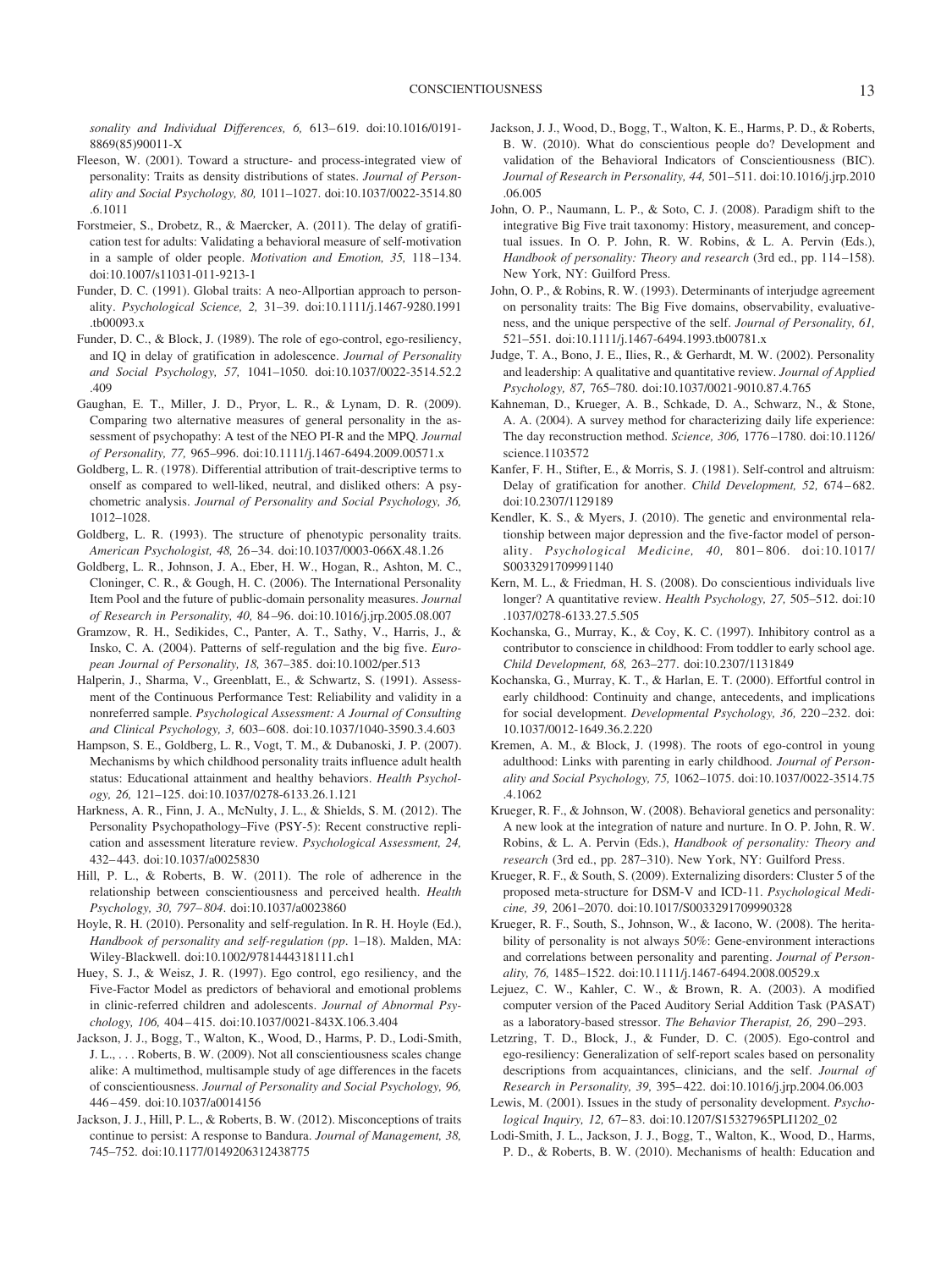*sonality and Individual Differences, 6,* 613–619. doi:10.1016/0191-8869(85)90011-X

Fleeson, W. (2001). Toward a structure- and process-integrated view of personality: Traits as density distributions of states. *Journal of Personality and Social Psychology, 80,* 1011–1027. doi:10.1037/0022-3514.80.6.1011

Forstmeier, S., Drobetz, R., & Maercker, A. (2011). The delay of gratification test for adults: Validating a behavioral measure of self-motivation in a sample of older people. *Motivation and Emotion, 35,* 118–134. doi:10.1007/s11031-011-9213-1

Funder, D. C. (1991). Global traits: A neo-Allportian approach to personality. *Psychological Science, 2,* 31–39. doi:10.1111/j.1467-9280.1991.tb00093.x

Funder, D. C., & Block, J. (1989). The role of ego-control, ego-resiliency, and IQ in delay of gratification in adolescence. *Journal of Personality and Social Psychology, 57,* 1041–1050. doi:10.1037/0022-3514.52.2.409

Gaughan, E. T., Miller, J. D., Pryor, L. R., & Lynam, D. R. (2009). Comparing two alternative measures of general personality in the assessment of psychopathy: A test of the NEO PI-R and the MPQ. *Journal of Personality, 77,* 965–996. doi:10.1111/j.1467-6494.2009.00571.x

Goldberg, L. R. (1978). Differential attribution of trait-descriptive terms to onself as compared to well-liked, neutral, and disliked others: A psychometric analysis. *Journal of Personality and Social Psychology, 36,* 1012–1028.

Goldberg, L. R. (1993). The structure of phenotypic personality traits. *American Psychologist, 48,* 26–34. doi:10.1037/0003-066X.48.1.26

Goldberg, L. R., Johnson, J. A., Eber, H. W., Hogan, R., Ashton, M. C., Cloninger, C. R., & Gough, H. C. (2006). The International Personality Item Pool and the future of public-domain personality measures. *Journal of Research in Personality, 40,* 84–96. doi:10.1016/j.jrp.2005.08.007

Gramzow, R. H., Sedikides, C., Panter, A. T., Sathy, V., Harris, J., & Insko, C. A. (2004). Patterns of self-regulation and the big five. *European Journal of Personality, 18,* 367–385. doi:10.1002/per.513

Halperin, J., Sharma, V., Greenblatt, E., & Schwartz, S. (1991). Assessment of the Continuous Performance Test: Reliability and validity in a nonreferred sample. *Psychological Assessment: A Journal of Consulting and Clinical Psychology, 3,* 603–608. doi:10.1037/1040-3590.3.4.603

Hampson, S. E., Goldberg, L. R., Vogt, T. M., & Dubanoski, J. P. (2007). Mechanisms by which childhood personality traits influence adult health status: Educational attainment and healthy behaviors. *Health Psychology, 26,* 121–125. doi:10.1037/0278-6133.26.1.121

Harkness, A. R., Finn, J. A., McNulty, J. L., & Shields, S. M. (2012). The Personality Psychopathology–Five (PSY-5): Recent constructive replication and assessment literature review. *Psychological Assessment, 24,* 432–443. doi:10.1037/a0025830

Hill, P. L., & Roberts, B. W. (2011). The role of adherence in the relationship between conscientiousness and perceived health. *Health Psychology, 30, 797–804.* doi:10.1037/a0023860

Hoyle, R. H. (2010). Personality and self-regulation. In R. H. Hoyle (Ed.), *Handbook of personality and self-regulation (pp.* 1–18). Malden, MA: Wiley-Blackwell. doi:10.1002/9781444318111.ch1

Huey, S. J., & Weisz, J. R. (1997). Ego control, ego resiliency, and the Five-Factor Model as predictors of behavioral and emotional problems in clinic-referred children and adolescents. *Journal of Abnormal Psychology, 106,* 404–415. doi:10.1037/0021-843X.106.3.404

Jackson, J. J., Bogg, T., Walton, K., Wood, D., Harms, P. D., Lodi-Smith, J. L., . . . Roberts, B. W. (2009). Not all conscientiousness scales change alike: A multimethod, multisample study of age differences in the facets of conscientiousness. *Journal of Personality and Social Psychology, 96,* 446–459. doi:10.1037/a0014156

Jackson, J. J., Hill, P. L., & Roberts, B. W. (2012). Misconceptions of traits continue to persist: A response to Bandura. *Journal of Management, 38,* 745–752. doi:10.1177/0149206312438775

Jackson, J. J., Wood, D., Bogg, T., Walton, K. E., Harms, P. D., & Roberts, B. W. (2010). What do conscientious people do? Development and validation of the Behavioral Indicators of Conscientiousness (BIC). *Journal of Research in Personality, 44,* 501–511. doi:10.1016/j.jrp.2010.06.005

John, O. P., Naumann, L. P., & Soto, C. J. (2008). Paradigm shift to the integrative Big Five trait taxonomy: History, measurement, and conceptual issues. In O. P. John, R. W. Robins, & L. A. Pervin (Eds.), *Handbook of personality: Theory and research* (3rd ed., pp. 114–158). New York, NY: Guilford Press.

John, O. P., & Robins, R. W. (1993). Determinants of interjudge agreement on personality traits: The Big Five domains, observability, evaluativeness, and the unique perspective of the self. *Journal of Personality, 61,* 521–551. doi:10.1111/j.1467-6494.1993.tb00781.x

Judge, T. A., Bono, J. E., Ilies, R., & Gerhardt, M. W. (2002). Personality and leadership: A qualitative and quantitative review. *Journal of Applied Psychology, 87,* 765–780. doi:10.1037/0021-9010.87.4.765

Kahneman, D., Krueger, A. B., Schkade, D. A., Schwarz, N., & Stone, A. A. (2004). A survey method for characterizing daily life experience: The day reconstruction method. *Science, 306,* 1776–1780. doi:10.1126/science.1103572

Kanfer, F. H., Stifter, E., & Morris, S. J. (1981). Self-control and altruism: Delay of gratification for another. *Child Development, 52,* 674–682. doi:10.2307/1129189

Kendler, K. S., & Myers, J. (2010). The genetic and environmental relationship between major depression and the five-factor model of personality. *Psychological Medicine, 40,* 801–806. doi:10.1017/S0033291709991140

Kern, M. L., & Friedman, H. S. (2008). Do conscientious individuals live longer? A quantitative review. *Health Psychology, 27,* 505–512. doi:10.1037/0278-6133.27.5.505

Kochanska, G., Murray, K., & Coy, K. C. (1997). Inhibitory control as a contributor to conscience in childhood: From toddler to early school age. *Child Development, 68,* 263–277. doi:10.2307/1131849

Kochanska, G., Murray, K. T., & Harlan, E. T. (2000). Effortful control in early childhood: Continuity and change, antecedents, and implications for social development. *Developmental Psychology, 36,* 220–232. doi:10.1037/0012-1649.36.2.220

Kremen, A. M., & Block, J. (1998). The roots of ego-control in young adulthood: Links with parenting in early childhood. *Journal of Personality and Social Psychology, 75,* 1062–1075. doi:10.1037/0022-3514.75.4.1062

Krueger, R. F., & Johnson, W. (2008). Behavioral genetics and personality: A new look at the integration of nature and nurture. In O. P. John, R. W. Robins, & L. A. Pervin (Eds.), *Handbook of personality: Theory and research* (3rd ed., pp. 287–310). New York, NY: Guilford Press.

Krueger, R. F., & South, S. (2009). Externalizing disorders: Cluster 5 of the proposed meta-structure for DSM-V and ICD-11. *Psychological Medicine, 39,* 2061–2070. doi:10.1017/S0033291709990328

Krueger, R. F., South, S., Johnson, W., & Iacono, W. (2008). The heritability of personality is not always 50%: Gene-environment interactions and correlations between personality and parenting. *Journal of Personality, 76,* 1485–1522. doi:10.1111/j.1467-6494.2008.00529.x

Lejuez, C. W., Kahler, C. W., & Brown, R. A. (2003). A modified computer version of the Paced Auditory Serial Addition Task (PASAT) as a laboratory-based stressor. *The Behavior Therapist, 26,* 290–293.

Letzring, T. D., Block, J., & Funder, D. C. (2005). Ego-control and ego-resiliency: Generalization of self-report scales based on personality descriptions from acquaintances, clinicians, and the self. *Journal of Research in Personality, 39,* 395–422. doi:10.1016/j.jrp.2004.06.003

Lewis, M. (2001). Issues in the study of personality development. *Psychological Inquiry, 12,* 67–83. doi:10.1207/S15327965PLI1202_02

Lodi-Smith, J. L., Jackson, J. J., Bogg, T., Walton, K., Wood, D., Harms, P. D., & Roberts, B. W. (2010). Mechanisms of health: Education and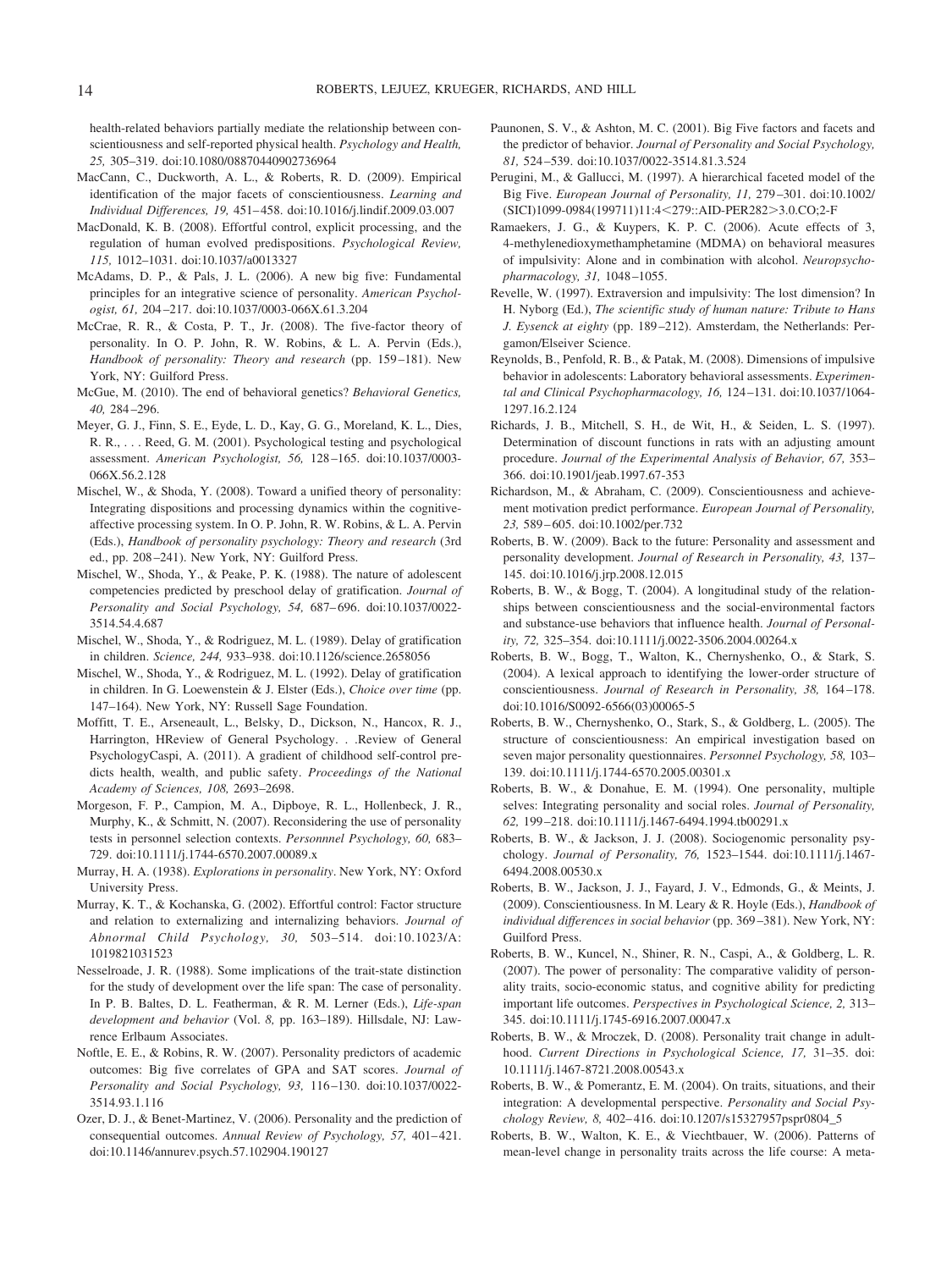health-related behaviors partially mediate the relationship between conscientiousness and self-reported physical health. *Psychology and Health, 25,* 305–319. doi:10.1080/08870440902736964

MacCann, C., Duckworth, A. L., & Roberts, R. D. (2009). Empirical identification of the major facets of conscientiousness. *Learning and Individual Differences, 19,* 451–458. doi:10.1016/j.lindif.2009.03.007

MacDonald, K. B. (2008). Effortful control, explicit processing, and the regulation of human evolved predispositions. *Psychological Review, 115,* 1012–1031. doi:10.1037/a0013327

McAdams, D. P., & Pals, J. L. (2006). A new big five: Fundamental principles for an integrative science of personality. *American Psychologist, 61,* 204–217. doi:10.1037/0003-066X.61.3.204

McCrae, R. R., & Costa, P. T., Jr. (2008). The five-factor theory of personality. In O. P. John, R. W. Robins, & L. A. Pervin (Eds.), *Handbook of personality: Theory and research* (pp. 159–181). New York, NY: Guilford Press.

McGue, M. (2010). The end of behavioral genetics? *Behavioral Genetics, 40,* 284–296.

Meyer, G. J., Finn, S. E., Eyde, L. D., Kay, G. G., Moreland, K. L., Dies, R. R., . . . Reed, G. M. (2001). Psychological testing and psychological assessment. *American Psychologist, 56,* 128–165. doi:10.1037/0003-066X.56.2.128

Mischel, W., & Shoda, Y. (2008). Toward a unified theory of personality: Integrating dispositions and processing dynamics within the cognitive-affective processing system. In O. P. John, R. W. Robins, & L. A. Pervin (Eds.), *Handbook of personality psychology: Theory and research* (3rd ed., pp. 208–241). New York, NY: Guilford Press.

Mischel, W., Shoda, Y., & Peake, P. K. (1988). The nature of adolescent competencies predicted by preschool delay of gratification. *Journal of Personality and Social Psychology, 54,* 687–696. doi:10.1037/0022-3514.54.4.687

Mischel, W., Shoda, Y., & Rodriguez, M. L. (1989). Delay of gratification in children. *Science, 244,* 933–938. doi:10.1126/science.2658056

Mischel, W., Shoda, Y., & Rodriguez, M. L. (1992). Delay of gratification in children. In G. Loewenstein & J. Elster (Eds.), *Choice over time* (pp. 147–164). New York, NY: Russell Sage Foundation.

Moffitt, T. E., Arseneault, L., Belsky, D., Dickson, N., Hancox, R. J., Harrington, HReview of General Psychology. . .Review of General PsychologyCaspi, A. (2011). A gradient of childhood self-control predicts health, wealth, and public safety. *Proceedings of the National Academy of Sciences, 108,* 2693–2698.

Morgeson, F. P., Campion, M. A., Dipboye, R. L., Hollenbeck, J. R., Murphy, K., & Schmitt, N. (2007). Reconsidering the use of personality tests in personnel selection contexts. *Personnel Psychology, 60,* 683–729. doi:10.1111/j.1744-6570.2007.00089.x

Murray, H. A. (1938). *Explorations in personality*. New York, NY: Oxford University Press.

Murray, K. T., & Kochanska, G. (2002). Effortful control: Factor structure and relation to externalizing and internalizing behaviors. *Journal of Abnormal Child Psychology, 30,* 503–514. doi:10.1023/A:1019821031523

Nesselroade, J. R. (1988). Some implications of the trait-state distinction for the study of development over the life span: The case of personality. In P. B. Baltes, D. L. Featherman, & R. M. Lerner (Eds.), *Life-span development and behavior* (Vol. *8,* pp. 163–189). Hillsdale, NJ: Lawrence Erlbaum Associates.

Noftle, E. E., & Robins, R. W. (2007). Personality predictors of academic outcomes: Big five correlates of GPA and SAT scores. *Journal of Personality and Social Psychology, 93,* 116–130. doi:10.1037/0022-3514.93.1.116

Ozer, D. J., & Benet-Martinez, V. (2006). Personality and the prediction of consequential outcomes. *Annual Review of Psychology, 57,* 401–421. doi:10.1146/annurev.psych.57.102904.190127

Paunonen, S. V., & Ashton, M. C. (2001). Big Five factors and facets and the predictor of behavior. *Journal of Personality and Social Psychology, 81,* 524–539. doi:10.1037/0022-3514.81.3.524

Perugini, M., & Gallucci, M. (1997). A hierarchical faceted model of the Big Five. *European Journal of Personality, 11,* 279–301. doi:10.1002/(SICI)1099-0984(199711)11:4<279::AID-PER282>3.0.CO;2-F

Ramaekers, J. G., & Kuypers, K. P. C. (2006). Acute effects of 3, 4-methylenedioxymethamphetamine (MDMA) on behavioral measures of impulsivity: Alone and in combination with alcohol. *Neuropsychopharmacology, 31,* 1048–1055.

Revelle, W. (1997). Extraversion and impulsivity: The lost dimension? In H. Nyborg (Ed.), *The scientific study of human nature: Tribute to Hans J. Eysenck at eighty* (pp. 189–212). Amsterdam, the Netherlands: Pergamon/Elseiver Science.

Reynolds, B., Penfold, R. B., & Patak, M. (2008). Dimensions of impulsive behavior in adolescents: Laboratory behavioral assessments. *Experimental and Clinical Psychopharmacology, 16,* 124–131. doi:10.1037/1064-1297.16.2.124

Richards, J. B., Mitchell, S. H., de Wit, H., & Seiden, L. S. (1997). Determination of discount functions in rats with an adjusting amount procedure. *Journal of the Experimental Analysis of Behavior, 67,* 353–366. doi:10.1901/jeab.1997.67-353

Richardson, M., & Abraham, C. (2009). Conscientiousness and achievement motivation predict performance. *European Journal of Personality, 23,* 589–605. doi:10.1002/per.732

Roberts, B. W. (2009). Back to the future: Personality and assessment and personality development. *Journal of Research in Personality, 43,* 137–145. doi:10.1016/j.jrp.2008.12.015

Roberts, B. W., & Bogg, T. (2004). A longitudinal study of the relationships between conscientiousness and the social-environmental factors and substance-use behaviors that influence health. *Journal of Personality, 72,* 325–354. doi:10.1111/j.0022-3506.2004.00264.x

Roberts, B. W., Bogg, T., Walton, K., Chernyshenko, O., & Stark, S. (2004). A lexical approach to identifying the lower-order structure of conscientiousness. *Journal of Research in Personality, 38,* 164–178. doi:10.1016/S0092-6566(03)00065-5

Roberts, B. W., Chernyshenko, O., Stark, S., & Goldberg, L. (2005). The structure of conscientiousness: An empirical investigation based on seven major personality questionnaires. *Personnel Psychology, 58,* 103–139. doi:10.1111/j.1744-6570.2005.00301.x

Roberts, B. W., & Donahue, E. M. (1994). One personality, multiple selves: Integrating personality and social roles. *Journal of Personality, 62,* 199–218. doi:10.1111/j.1467-6494.1994.tb00291.x

Roberts, B. W., & Jackson, J. J. (2008). Sociogenomic personality psychology. *Journal of Personality, 76,* 1523–1544. doi:10.1111/j.1467-6494.2008.00530.x

Roberts, B. W., Jackson, J. J., Fayard, J. V., Edmonds, G., & Meints, J. (2009). Conscientiousness. In M. Leary & R. Hoyle (Eds.), *Handbook of individual differences in social behavior* (pp. 369–381). New York, NY: Guilford Press.

Roberts, B. W., Kuncel, N., Shiner, R. N., Caspi, A., & Goldberg, L. R. (2007). The power of personality: The comparative validity of personality traits, socio-economic status, and cognitive ability for predicting important life outcomes. *Perspectives in Psychological Science, 2,* 313–345. doi:10.1111/j.1745-6916.2007.00047.x

Roberts, B. W., & Mroczek, D. (2008). Personality trait change in adulthood. *Current Directions in Psychological Science, 17,* 31–35. doi:10.1111/j.1467-8721.2008.00543.x

Roberts, B. W., & Pomerantz, E. M. (2004). On traits, situations, and their integration: A developmental perspective. *Personality and Social Psychology Review, 8,* 402–416. doi:10.1207/s15327957pspr0804_5

Roberts, B. W., Walton, K. E., & Viechtbauer, W. (2006). Patterns of mean-level change in personality traits across the life course: A meta-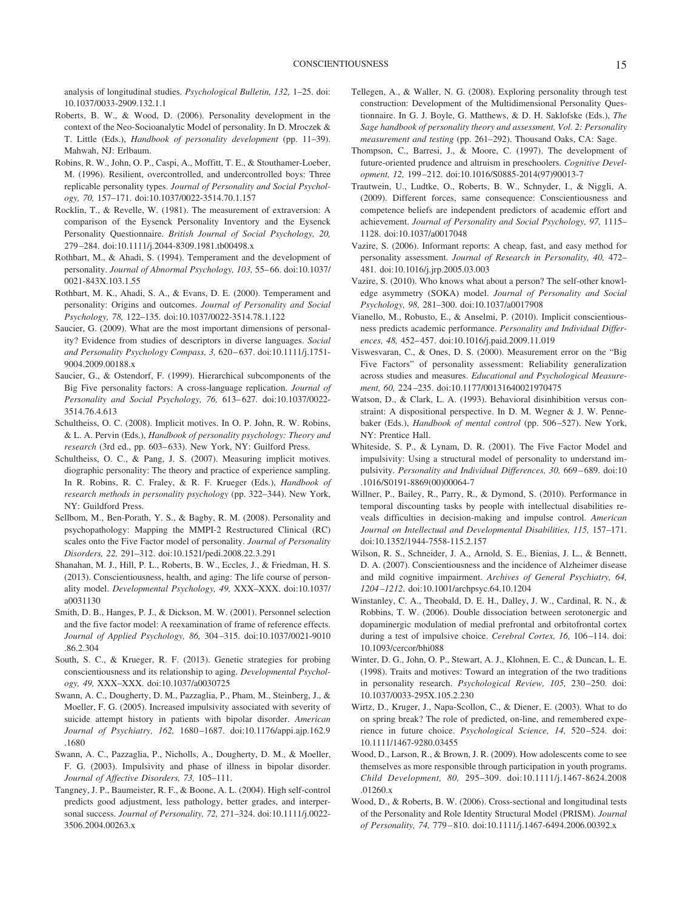analysis of longitudinal studies. *Psychological Bulletin, 132,* 1–25. doi: 10.1037/0033-2909.132.1.1

Roberts, B. W., & Wood, D. (2006). Personality development in the context of the Neo-Socioanalytic Model of personality. In D. Mroczek & T. Little (Eds.), *Handbook of personality development* (pp. 11–39). Mahwah, NJ: Erlbaum.

Robins, R. W., John, O. P., Caspi, A., Moffitt, T. E., & Stouthamer-Loeber, M. (1996). Resilient, overcontrolled, and undercontrolled boys: Three replicable personality types. *Journal of Personality and Social Psychology, 70,* 157–171. doi:10.1037/0022-3514.70.1.157

Rocklin, T., & Revelle, W. (1981). The measurement of extraversion: A comparison of the Eysenck Personality Inventory and the Eysenck Personality Questionnaire. *British Journal of Social Psychology, 20,* 279–284. doi:10.1111/j.2044-8309.1981.tb00498.x

Rothbart, M., & Ahadi, S. (1994). Temperament and the development of personality. *Journal of Abnormal Psychology, 103,* 55–66. doi:10.1037/0021-843X.103.1.55

Rothbart, M. K., Ahadi, S. A., & Evans, D. E. (2000). Temperament and personality: Origins and outcomes. *Journal of Personality and Social Psychology, 78,* 122–135. doi:10.1037/0022-3514.78.1.122

Saucier, G. (2009). What are the most important dimensions of personality? Evidence from studies of descriptors in diverse languages. *Social and Personality Psychology Compass, 3,* 620–637. doi:10.1111/j.1751-9004.2009.00188.x

Saucier, G., & Ostendorf, F. (1999). Hierarchical subcomponents of the Big Five personality factors: A cross-language replication. *Journal of Personality and Social Psychology, 76,* 613–627. doi:10.1037/0022-3514.76.4.613

Schultheiss, O. C. (2008). Implicit motives. In O. P. John, R. W. Robins, & L. A. Pervin (Eds.), *Handbook of personality psychology: Theory and research* (3rd ed., pp. 603–633). New York, NY: Guilford Press.

Schultheiss, O. C., & Pang, J. S. (2007). Measuring implicit motives. diographic personality: The theory and practice of experience sampling. In R. Robins, R. C. Fraley, & R. F. Krueger (Eds.), *Handbook of research methods in personality psychology* (pp. 322–344). New York, NY: Guildford Press.

Sellbom, M., Ben-Porath, Y. S., & Bagby, R. M. (2008). Personality and psychopathology: Mapping the MMPI-2 Restructured Clinical (RC) scales onto the Five Factor model of personality. *Journal of Personality Disorders, 22,* 291–312. doi:10.1521/pedi.2008.22.3.291

Shanahan, M. J., Hill, P. L., Roberts, B. W., Eccles, J., & Friedman, H. S. (2013). Conscientiousness, health, and aging: The life course of personality model. *Developmental Psychology, 49,* XXX–XXX. doi:10.1037/a0031130

Smith, D. B., Hanges, P. J., & Dickson, M. W. (2001). Personnel selection and the five factor model: A reexamination of frame of reference effects. *Journal of Applied Psychology, 86,* 304–315. doi:10.1037/0021-9010.86.2.304

South, S. C., & Krueger, R. F. (2013). Genetic strategies for probing conscientiousness and its relationship to aging. *Developmental Psychology, 49,* XXX–XXX. doi:10.1037/a0030725

Swann, A. C., Dougherty, D. M., Pazzaglia, P., Pham, M., Steinberg, J., & Moeller, F. G. (2005). Increased impulsivity associated with severity of suicide attempt history in patients with bipolar disorder. *American Journal of Psychiatry, 162,* 1680–1687. doi:10.1176/appi.ajp.162.9.1680

Swann, A. C., Pazzaglia, P., Nicholls, A., Dougherty, D. M., & Moeller, F. G. (2003). Impulsivity and phase of illness in bipolar disorder. *Journal of Affective Disorders, 73,* 105–111.

Tangney, J. P., Baumeister, R. F., & Boone, A. L. (2004). High self-control predicts good adjustment, less pathology, better grades, and interpersonal success. *Journal of Personality, 72,* 271–324. doi:10.1111/j.0022-3506.2004.00263.x

Tellegen, A., & Waller, N. G. (2008). Exploring personality through test construction: Development of the Multidimensional Personality Questionnaire. In G. J. Boyle, G. Matthews, & D. H. Saklofske (Eds.), *The Sage handbook of personality theory and assessment, Vol. 2: Personality measurement and testing* (pp. 261–292). Thousand Oaks, CA: Sage.

Thompson, C., Barresi, J., & Moore, C. (1997). The development of future-oriented prudence and altruism in preschoolers. *Cognitive Development, 12,* 199–212. doi:10.1016/S0885-2014(97)90013-7

Trautwein, U., Ludtke, O., Roberts, B. W., Schnyder, I., & Niggli, A. (2009). Different forces, same consequence: Conscientiousness and competence beliefs are independent predictors of academic effort and achievement. *Journal of Personality and Social Psychology, 97,* 1115–1128. doi:10.1037/a0017048

Vazire, S. (2006). Informant reports: A cheap, fast, and easy method for personality assessment. *Journal of Research in Personality, 40,* 472–481. doi:10.1016/j.jrp.2005.03.003

Vazire, S. (2010). Who knows what about a person? The self-other knowledge asymmetry (SOKA) model. *Journal of Personality and Social Psychology, 98,* 281–300. doi:10.1037/a0017908

Vianello, M., Robusto, E., & Anselmi, P. (2010). Implicit conscientiousness predicts academic performance. *Personality and Individual Differences, 48,* 452–457. doi:10.1016/j.paid.2009.11.019

Viswesvaran, C., & Ones, D. S. (2000). Measurement error on the "Big Five Factors" of personality assessment: Reliability generalization across studies and measures. *Educational and Psychological Measurement, 60,* 224–235. doi:10.1177/00131640021970475

Watson, D., & Clark, L. A. (1993). Behavioral disinhibition versus constraint: A dispositional perspective. In D. M. Wegner & J. W. Pennebaker (Eds.), *Handbook of mental control* (pp. 506–527). New York, NY: Prentice Hall.

Whiteside, S. P., & Lynam, D. R. (2001). The Five Factor Model and impulsivity: Using a structural model of personality to understand impulsivity. *Personality and Individual Differences, 30,* 669–689. doi:10.1016/S0191-8869(00)00064-7

Willner, P., Bailey, R., Parry, R., & Dymond, S. (2010). Performance in temporal discounting tasks by people with intellectual disabilities reveals difficulties in decision-making and impulse control. *American Journal on Intellectual and Developmental Disabilities, 115,* 157–171. doi:10.1352/1944-7558-115.2.157

Wilson, R. S., Schneider, J. A., Arnold, S. E., Bienias, J. L., & Bennett, D. A. (2007). Conscientiousness and the incidence of Alzheimer disease and mild cognitive impairment. *Archives of General Psychiatry, 64, 1204–1212.* doi:10.1001/archpsyc.64.10.1204

Winstanley, C. A., Theobald, D. E. H., Dalley, J. W., Cardinal, R. N., & Robbins, T. W. (2006). Double dissociation between serotonergic and dopaminergic modulation of medial prefrontal and orbitofrontal cortex during a test of impulsive choice. *Cerebral Cortex, 16,* 106–114. doi:10.1093/cercor/bhi088

Winter, D. G., John, O. P., Stewart, A. J., Klohnen, E. C., & Duncan, L. E. (1998). Traits and motives: Toward an integration of the two traditions in personality research. *Psychological Review, 105,* 230–250. doi:10.1037/0033-295X.105.2.230

Wirtz, D., Kruger, J., Napa-Scollon, C., & Diener, E. (2003). What to do on spring break? The role of predicted, on-line, and remembered experience in future choice. *Psychological Science, 14,* 520–524. doi:10.1111/1467-9280.03455

Wood, D., Larson, R., & Brown, J. R. (2009). How adolescents come to see themselves as more responsible through participation in youth programs. *Child Development, 80,* 295–309. doi:10.1111/j.1467-8624.2008.01260.x

Wood, D., & Roberts, B. W. (2006). Cross-sectional and longitudinal tests of the Personality and Role Identity Structural Model (PRISM). *Journal of Personality, 74,* 779–810. doi:10.1111/j.1467-6494.2006.00392.x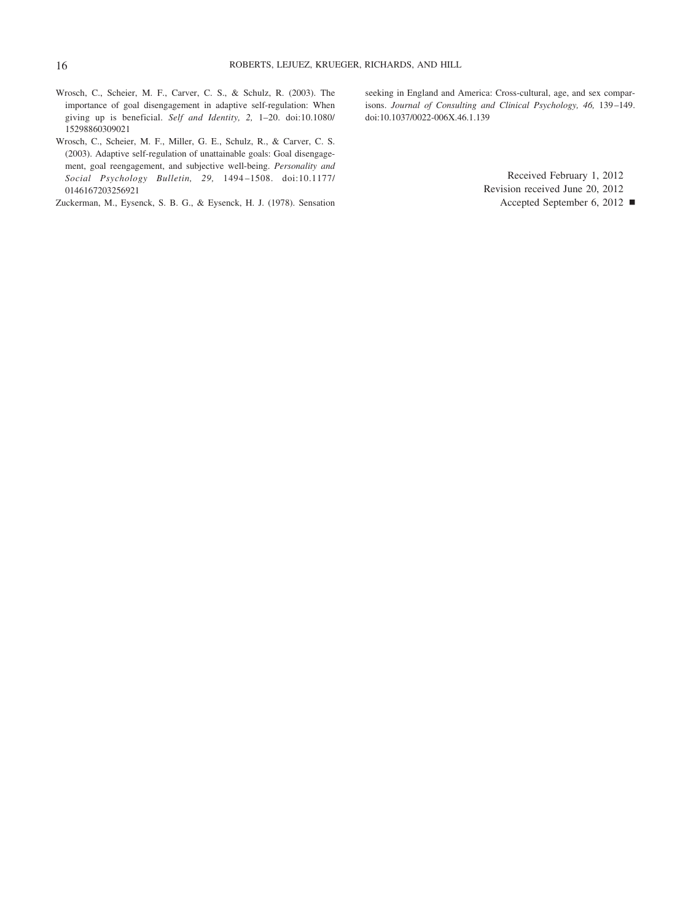Wrosch, C., Scheier, M. F., Carver, C. S., & Schulz, R. (2003). The importance of goal disengagement in adaptive self-regulation: When giving up is beneficial. *Self and Identity, 2,* 1–20. doi:10.1080/15298860309021

Wrosch, C., Scheier, M. F., Miller, G. E., Schulz, R., & Carver, C. S. (2003). Adaptive self-regulation of unattainable goals: Goal disengagement, goal reengagement, and subjective well-being. *Personality and Social Psychology Bulletin, 29,* 1494–1508. doi:10.1177/0146167203256921

Zuckerman, M., Eysenck, S. B. G., & Eysenck, H. J. (1978). Sensation seeking in England and America: Cross-cultural, age, and sex comparisons. *Journal of Consulting and Clinical Psychology, 46,* 139–149. doi:10.1037/0022-006X.46.1.139

Received February 1, 2012
Revision received June 20, 2012
Accepted September 6, 2012 ■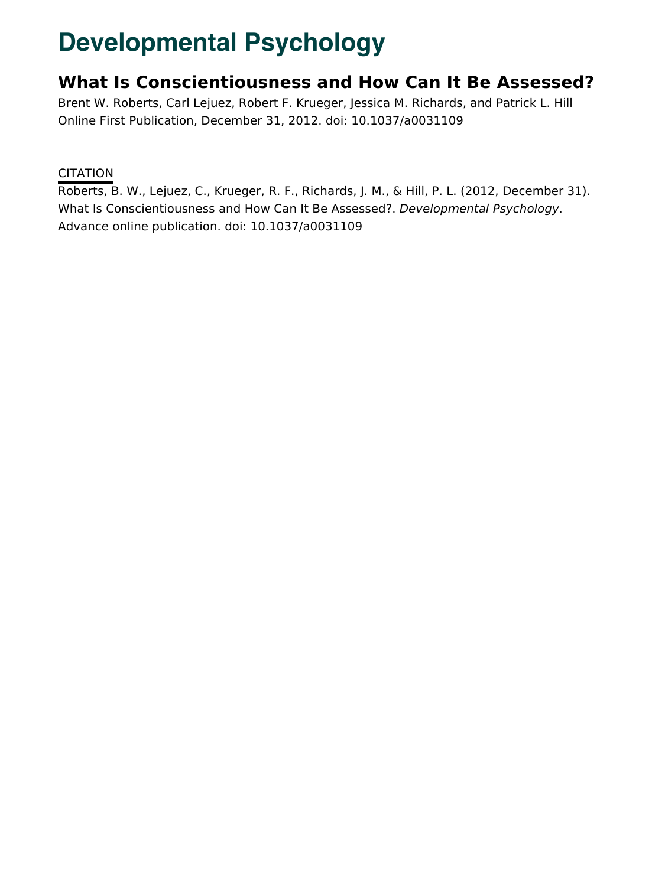# Developmental Psychology

## What Is Conscientiousness and How Can It Be Assessed?

Brent W. Roberts, Carl Lejuez, Robert F. Krueger, Jessica M. Richards, and Patrick L. Hill
Online First Publication, December 31, 2012. doi: 10.1037/a0031109

CITATION

Roberts, B. W., Lejuez, C., Krueger, R. F., Richards, J. M., & Hill, P. L. (2012, December 31). What Is Conscientiousness and How Can It Be Assessed?. *Developmental Psychology*. Advance online publication. doi: 10.1037/a0031109